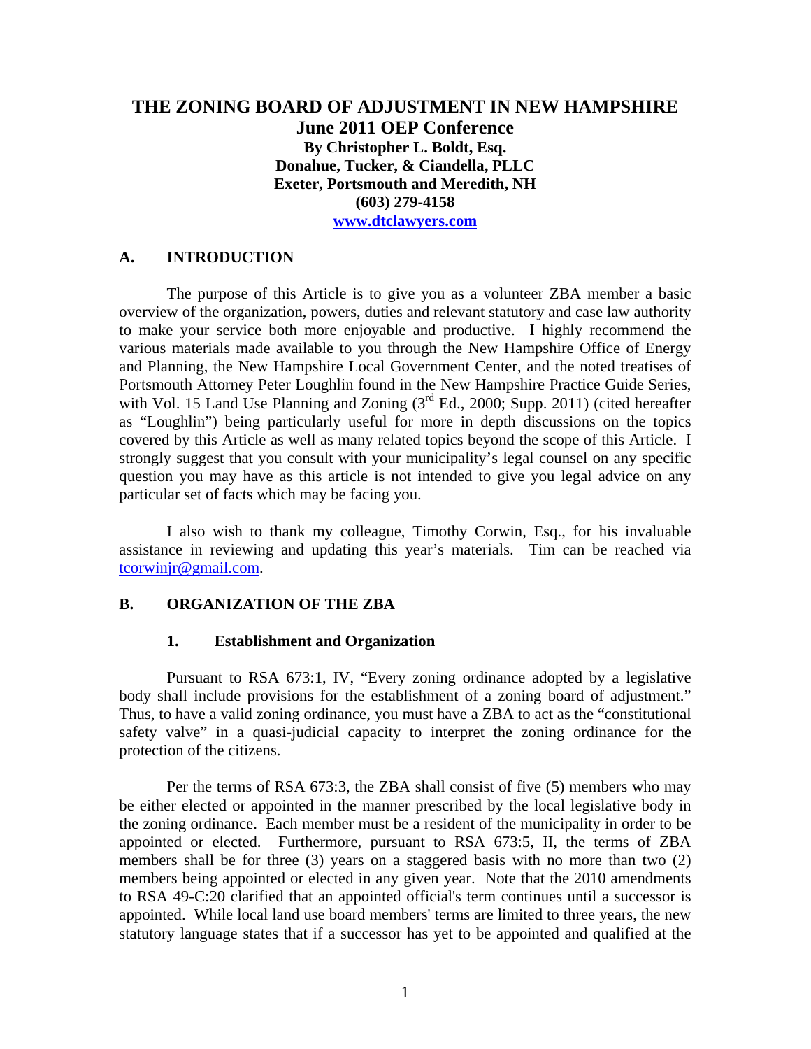# THE ZONING BOARD OF ADJUSTMENT IN NEW HAMPSHIRE

**June 2011 OEP Conference**
**By Christopher L. Boldt, Esq.**
**Donahue, Tucker, & Ciandella, PLLC**
**Exeter, Portsmouth and Meredith, NH**
**(603) 279-4158**
**www.dtclawyers.com**

## A. INTRODUCTION

The purpose of this Article is to give you as a volunteer ZBA member a basic overview of the organization, powers, duties and relevant statutory and case law authority to make your service both more enjoyable and productive. I highly recommend the various materials made available to you through the New Hampshire Office of Energy and Planning, the New Hampshire Local Government Center, and the noted treatises of Portsmouth Attorney Peter Loughlin found in the New Hampshire Practice Guide Series, with Vol. 15 Land Use Planning and Zoning (3rd Ed., 2000; Supp. 2011) (cited hereafter as "Loughlin") being particularly useful for more in depth discussions on the topics covered by this Article as well as many related topics beyond the scope of this Article. I strongly suggest that you consult with your municipality's legal counsel on any specific question you may have as this article is not intended to give you legal advice on any particular set of facts which may be facing you.

I also wish to thank my colleague, Timothy Corwin, Esq., for his invaluable assistance in reviewing and updating this year's materials. Tim can be reached via tcorwinjr@gmail.com.

## B. ORGANIZATION OF THE ZBA

### 1. Establishment and Organization

Pursuant to RSA 673:1, IV, "Every zoning ordinance adopted by a legislative body shall include provisions for the establishment of a zoning board of adjustment." Thus, to have a valid zoning ordinance, you must have a ZBA to act as the "constitutional safety valve" in a quasi-judicial capacity to interpret the zoning ordinance for the protection of the citizens.

Per the terms of RSA 673:3, the ZBA shall consist of five (5) members who may be either elected or appointed in the manner prescribed by the local legislative body in the zoning ordinance. Each member must be a resident of the municipality in order to be appointed or elected. Furthermore, pursuant to RSA 673:5, II, the terms of ZBA members shall be for three (3) years on a staggered basis with no more than two (2) members being appointed or elected in any given year. Note that the 2010 amendments to RSA 49-C:20 clarified that an appointed official's term continues until a successor is appointed. While local land use board members' terms are limited to three years, the new statutory language states that if a successor has yet to be appointed and qualified at the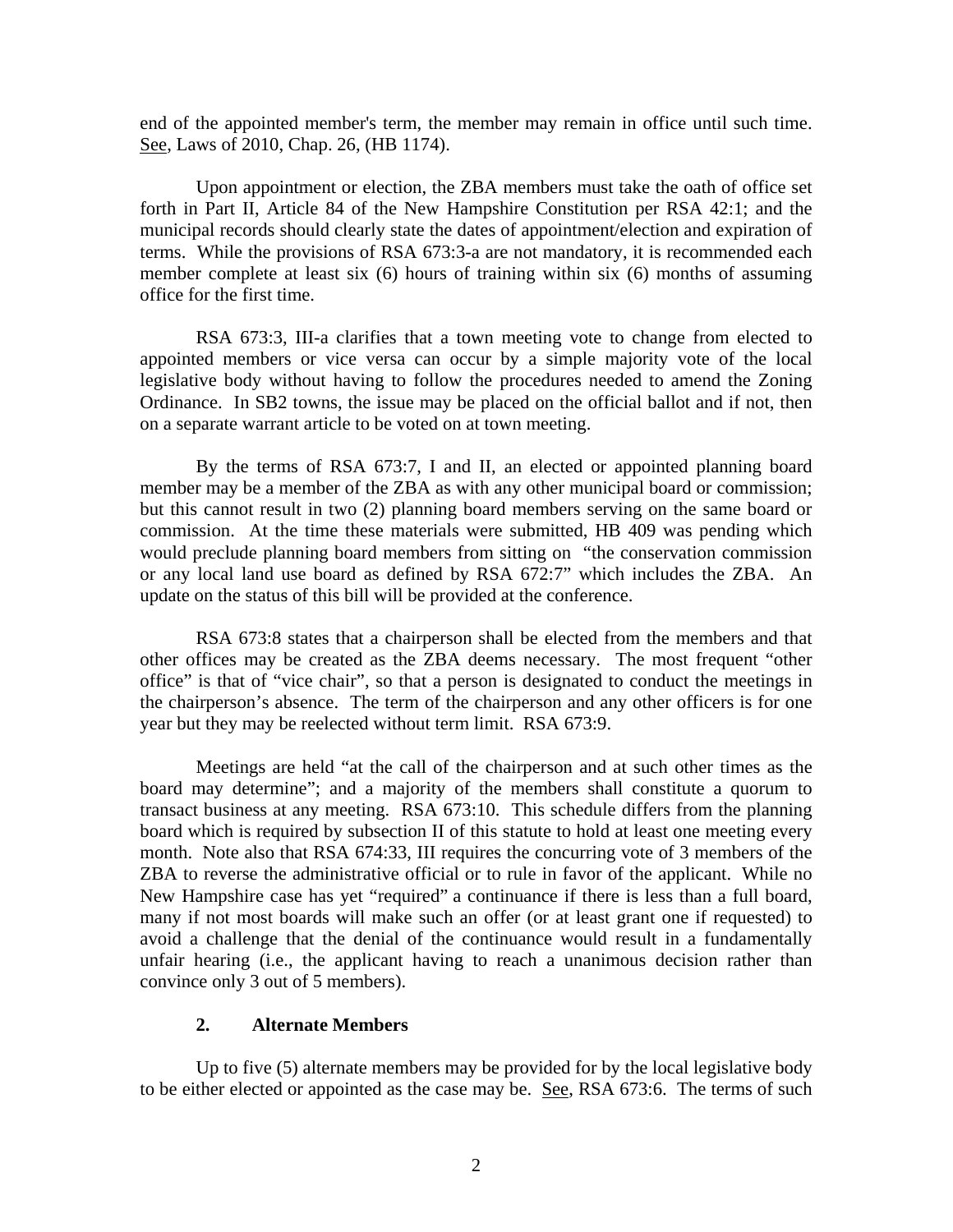end of the appointed member's term, the member may remain in office until such time. See, Laws of 2010, Chap. 26, (HB 1174).

Upon appointment or election, the ZBA members must take the oath of office set forth in Part II, Article 84 of the New Hampshire Constitution per RSA 42:1; and the municipal records should clearly state the dates of appointment/election and expiration of terms. While the provisions of RSA 673:3-a are not mandatory, it is recommended each member complete at least six (6) hours of training within six (6) months of assuming office for the first time.

RSA 673:3, III-a clarifies that a town meeting vote to change from elected to appointed members or vice versa can occur by a simple majority vote of the local legislative body without having to follow the procedures needed to amend the Zoning Ordinance. In SB2 towns, the issue may be placed on the official ballot and if not, then on a separate warrant article to be voted on at town meeting.

By the terms of RSA 673:7, I and II, an elected or appointed planning board member may be a member of the ZBA as with any other municipal board or commission; but this cannot result in two (2) planning board members serving on the same board or commission. At the time these materials were submitted, HB 409 was pending which would preclude planning board members from sitting on "the conservation commission or any local land use board as defined by RSA 672:7" which includes the ZBA. An update on the status of this bill will be provided at the conference.

RSA 673:8 states that a chairperson shall be elected from the members and that other offices may be created as the ZBA deems necessary. The most frequent "other office" is that of "vice chair", so that a person is designated to conduct the meetings in the chairperson's absence. The term of the chairperson and any other officers is for one year but they may be reelected without term limit. RSA 673:9.

Meetings are held "at the call of the chairperson and at such other times as the board may determine"; and a majority of the members shall constitute a quorum to transact business at any meeting. RSA 673:10. This schedule differs from the planning board which is required by subsection II of this statute to hold at least one meeting every month. Note also that RSA 674:33, III requires the concurring vote of 3 members of the ZBA to reverse the administrative official or to rule in favor of the applicant. While no New Hampshire case has yet "required" a continuance if there is less than a full board, many if not most boards will make such an offer (or at least grant one if requested) to avoid a challenge that the denial of the continuance would result in a fundamentally unfair hearing (i.e., the applicant having to reach a unanimous decision rather than convince only 3 out of 5 members).

### 2. Alternate Members

Up to five (5) alternate members may be provided for by the local legislative body to be either elected or appointed as the case may be. See, RSA 673:6. The terms of such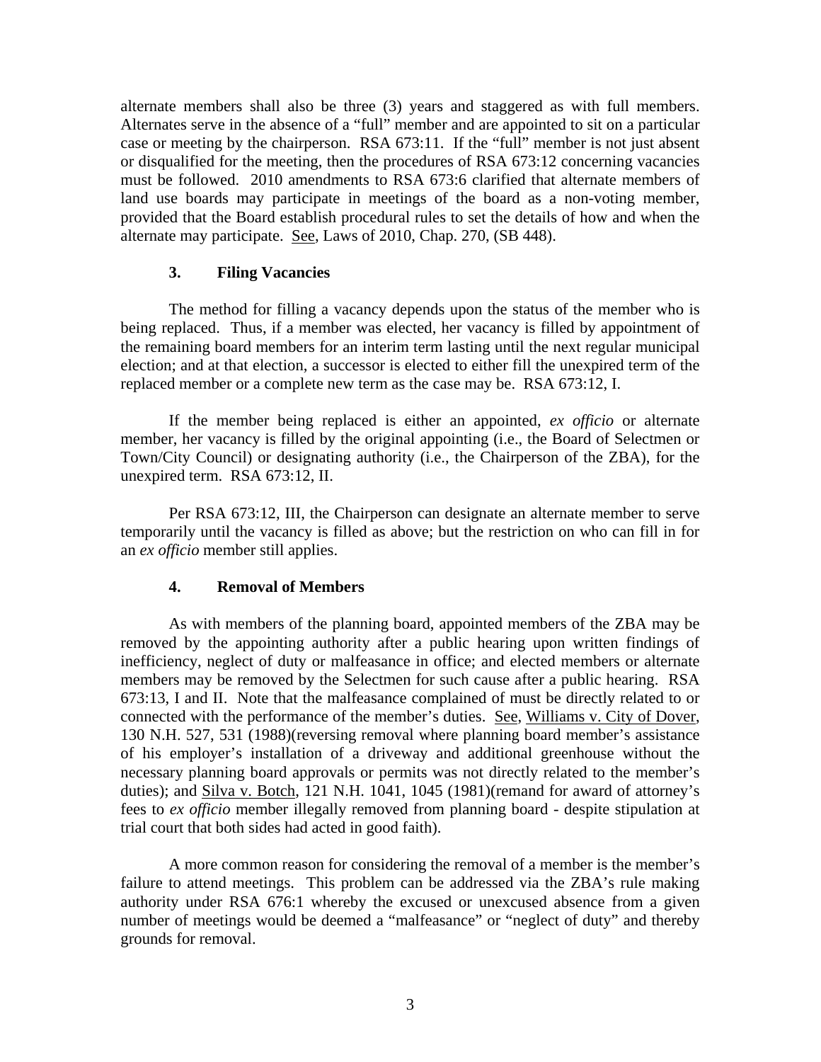alternate members shall also be three (3) years and staggered as with full members. Alternates serve in the absence of a "full" member and are appointed to sit on a particular case or meeting by the chairperson. RSA 673:11. If the "full" member is not just absent or disqualified for the meeting, then the procedures of RSA 673:12 concerning vacancies must be followed. 2010 amendments to RSA 673:6 clarified that alternate members of land use boards may participate in meetings of the board as a non-voting member, provided that the Board establish procedural rules to set the details of how and when the alternate may participate. See, Laws of 2010, Chap. 270, (SB 448).

### 3. Filing Vacancies

The method for filling a vacancy depends upon the status of the member who is being replaced. Thus, if a member was elected, her vacancy is filled by appointment of the remaining board members for an interim term lasting until the next regular municipal election; and at that election, a successor is elected to either fill the unexpired term of the replaced member or a complete new term as the case may be. RSA 673:12, I.

If the member being replaced is either an appointed, *ex officio* or alternate member, her vacancy is filled by the original appointing (i.e., the Board of Selectmen or Town/City Council) or designating authority (i.e., the Chairperson of the ZBA), for the unexpired term. RSA 673:12, II.

Per RSA 673:12, III, the Chairperson can designate an alternate member to serve temporarily until the vacancy is filled as above; but the restriction on who can fill in for an *ex officio* member still applies.

### 4. Removal of Members

As with members of the planning board, appointed members of the ZBA may be removed by the appointing authority after a public hearing upon written findings of inefficiency, neglect of duty or malfeasance in office; and elected members or alternate members may be removed by the Selectmen for such cause after a public hearing. RSA 673:13, I and II. Note that the malfeasance complained of must be directly related to or connected with the performance of the member's duties. See, Williams v. City of Dover, 130 N.H. 527, 531 (1988)(reversing removal where planning board member's assistance of his employer's installation of a driveway and additional greenhouse without the necessary planning board approvals or permits was not directly related to the member's duties); and Silva v. Botch, 121 N.H. 1041, 1045 (1981)(remand for award of attorney's fees to *ex officio* member illegally removed from planning board - despite stipulation at trial court that both sides had acted in good faith).

A more common reason for considering the removal of a member is the member's failure to attend meetings. This problem can be addressed via the ZBA's rule making authority under RSA 676:1 whereby the excused or unexcused absence from a given number of meetings would be deemed a "malfeasance" or "neglect of duty" and thereby grounds for removal.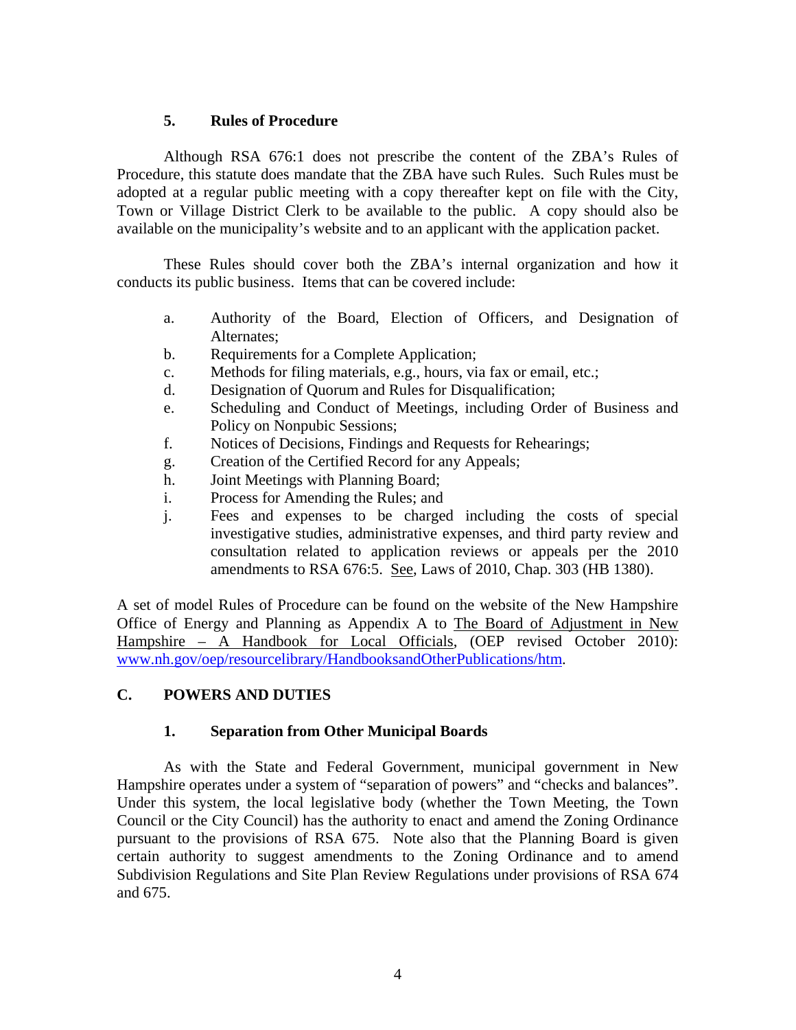### 5. Rules of Procedure

Although RSA 676:1 does not prescribe the content of the ZBA's Rules of Procedure, this statute does mandate that the ZBA have such Rules. Such Rules must be adopted at a regular public meeting with a copy thereafter kept on file with the City, Town or Village District Clerk to be available to the public. A copy should also be available on the municipality's website and to an applicant with the application packet.

These Rules should cover both the ZBA's internal organization and how it conducts its public business. Items that can be covered include:

a. Authority of the Board, Election of Officers, and Designation of Alternates;
b. Requirements for a Complete Application;
c. Methods for filing materials, e.g., hours, via fax or email, etc.;
d. Designation of Quorum and Rules for Disqualification;
e. Scheduling and Conduct of Meetings, including Order of Business and Policy on Nonpubic Sessions;
f. Notices of Decisions, Findings and Requests for Rehearings;
g. Creation of the Certified Record for any Appeals;
h. Joint Meetings with Planning Board;
i. Process for Amending the Rules; and
j. Fees and expenses to be charged including the costs of special investigative studies, administrative expenses, and third party review and consultation related to application reviews or appeals per the 2010 amendments to RSA 676:5. See, Laws of 2010, Chap. 303 (HB 1380).

A set of model Rules of Procedure can be found on the website of the New Hampshire Office of Energy and Planning as Appendix A to The Board of Adjustment in New Hampshire – A Handbook for Local Officials, (OEP revised October 2010): www.nh.gov/oep/resourcelibrary/HandbooksandOtherPublications/htm.

## C. POWERS AND DUTIES

### 1. Separation from Other Municipal Boards

As with the State and Federal Government, municipal government in New Hampshire operates under a system of "separation of powers" and "checks and balances". Under this system, the local legislative body (whether the Town Meeting, the Town Council or the City Council) has the authority to enact and amend the Zoning Ordinance pursuant to the provisions of RSA 675. Note also that the Planning Board is given certain authority to suggest amendments to the Zoning Ordinance and to amend Subdivision Regulations and Site Plan Review Regulations under provisions of RSA 674 and 675.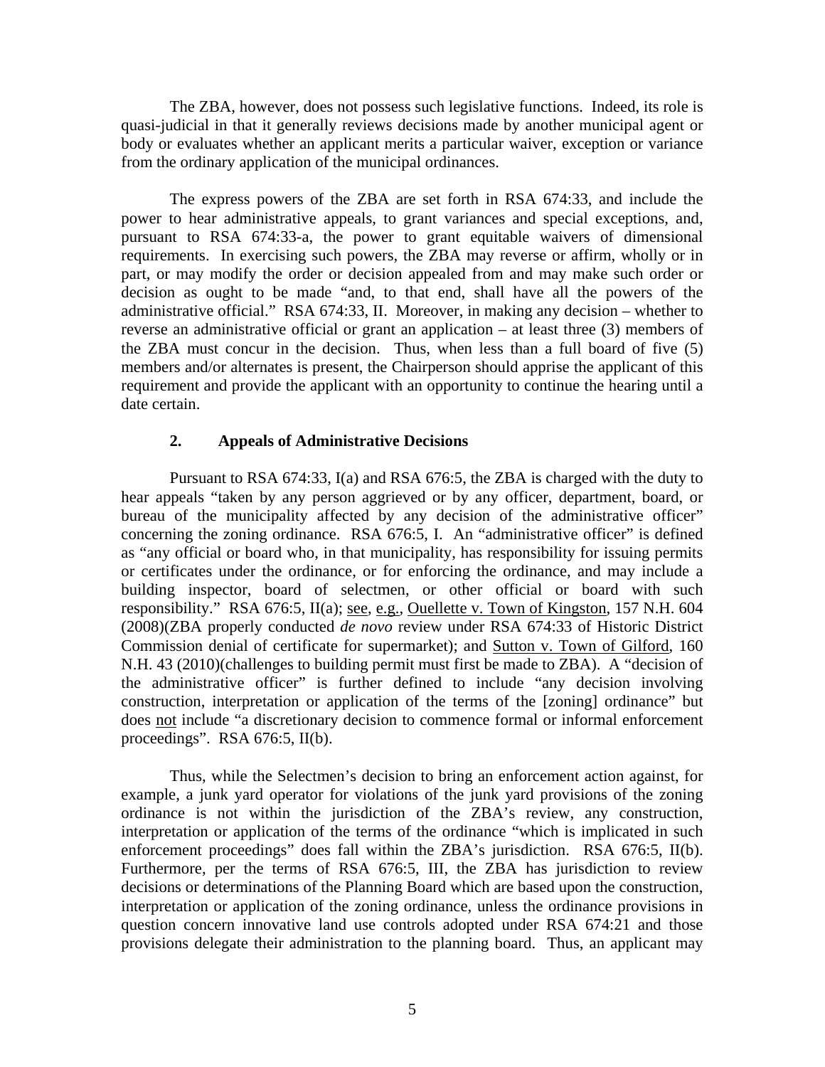The ZBA, however, does not possess such legislative functions. Indeed, its role is quasi-judicial in that it generally reviews decisions made by another municipal agent or body or evaluates whether an applicant merits a particular waiver, exception or variance from the ordinary application of the municipal ordinances.

The express powers of the ZBA are set forth in RSA 674:33, and include the power to hear administrative appeals, to grant variances and special exceptions, and, pursuant to RSA 674:33-a, the power to grant equitable waivers of dimensional requirements. In exercising such powers, the ZBA may reverse or affirm, wholly or in part, or may modify the order or decision appealed from and may make such order or decision as ought to be made "and, to that end, shall have all the powers of the administrative official." RSA 674:33, II. Moreover, in making any decision – whether to reverse an administrative official or grant an application – at least three (3) members of the ZBA must concur in the decision. Thus, when less than a full board of five (5) members and/or alternates is present, the Chairperson should apprise the applicant of this requirement and provide the applicant with an opportunity to continue the hearing until a date certain.

### 2. Appeals of Administrative Decisions

Pursuant to RSA 674:33, I(a) and RSA 676:5, the ZBA is charged with the duty to hear appeals "taken by any person aggrieved or by any officer, department, board, or bureau of the municipality affected by any decision of the administrative officer" concerning the zoning ordinance. RSA 676:5, I. An "administrative officer" is defined as "any official or board who, in that municipality, has responsibility for issuing permits or certificates under the ordinance, or for enforcing the ordinance, and may include a building inspector, board of selectmen, or other official or board with such responsibility." RSA 676:5, II(a); see, e.g., Ouellette v. Town of Kingston, 157 N.H. 604 (2008)(ZBA properly conducted *de novo* review under RSA 674:33 of Historic District Commission denial of certificate for supermarket); and Sutton v. Town of Gilford, 160 N.H. 43 (2010)(challenges to building permit must first be made to ZBA). A "decision of the administrative officer" is further defined to include "any decision involving construction, interpretation or application of the terms of the [zoning] ordinance" but does not include "a discretionary decision to commence formal or informal enforcement proceedings". RSA 676:5, II(b).

Thus, while the Selectmen's decision to bring an enforcement action against, for example, a junk yard operator for violations of the junk yard provisions of the zoning ordinance is not within the jurisdiction of the ZBA's review, any construction, interpretation or application of the terms of the ordinance "which is implicated in such enforcement proceedings" does fall within the ZBA's jurisdiction. RSA 676:5, II(b). Furthermore, per the terms of RSA 676:5, III, the ZBA has jurisdiction to review decisions or determinations of the Planning Board which are based upon the construction, interpretation or application of the zoning ordinance, unless the ordinance provisions in question concern innovative land use controls adopted under RSA 674:21 and those provisions delegate their administration to the planning board. Thus, an applicant may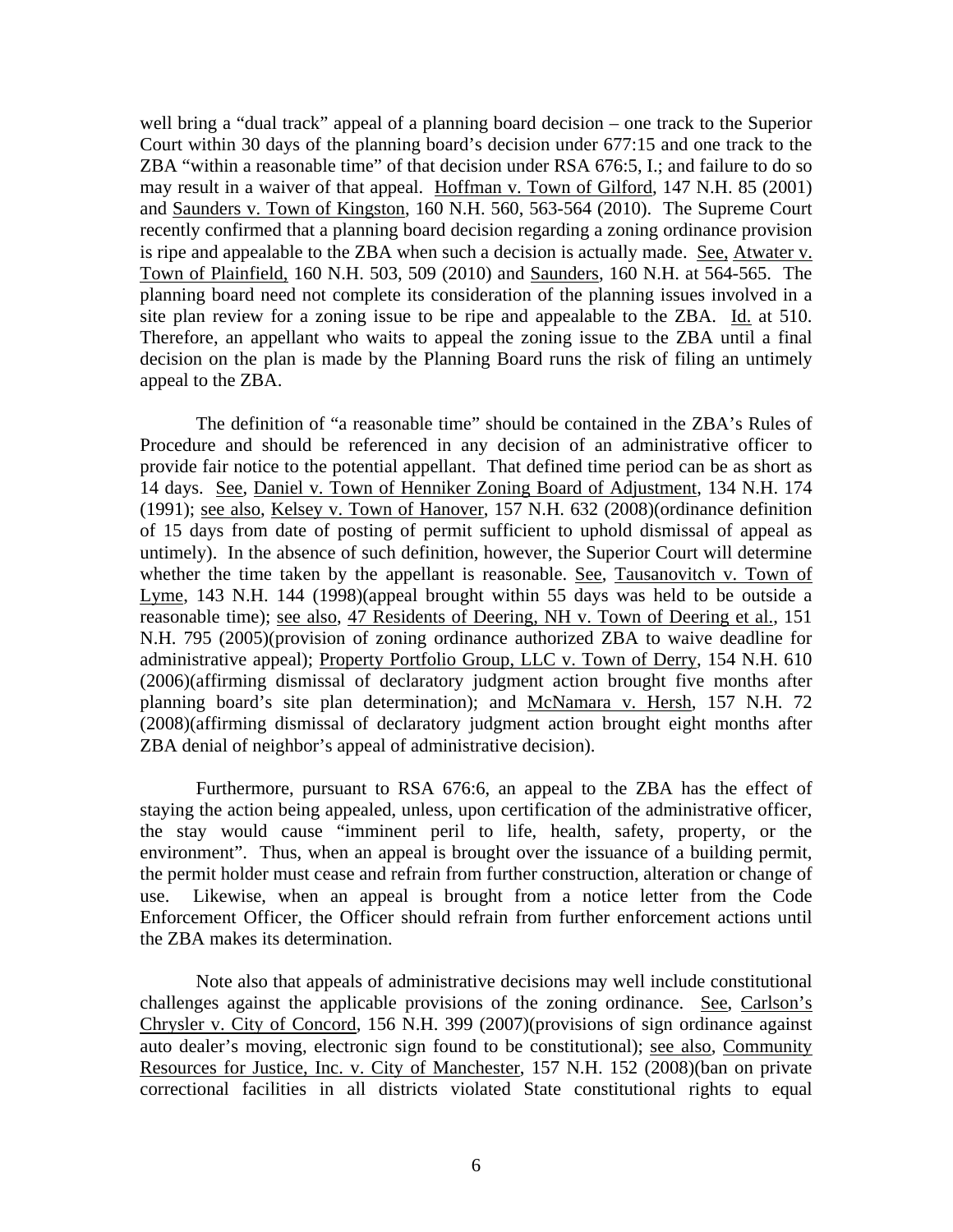well bring a "dual track" appeal of a planning board decision – one track to the Superior Court within 30 days of the planning board's decision under 677:15 and one track to the ZBA "within a reasonable time" of that decision under RSA 676:5, I.; and failure to do so may result in a waiver of that appeal. Hoffman v. Town of Gilford, 147 N.H. 85 (2001) and Saunders v. Town of Kingston, 160 N.H. 560, 563-564 (2010). The Supreme Court recently confirmed that a planning board decision regarding a zoning ordinance provision is ripe and appealable to the ZBA when such a decision is actually made. See, Atwater v. Town of Plainfield, 160 N.H. 503, 509 (2010) and Saunders, 160 N.H. at 564-565. The planning board need not complete its consideration of the planning issues involved in a site plan review for a zoning issue to be ripe and appealable to the ZBA. Id. at 510. Therefore, an appellant who waits to appeal the zoning issue to the ZBA until a final decision on the plan is made by the Planning Board runs the risk of filing an untimely appeal to the ZBA.

The definition of "a reasonable time" should be contained in the ZBA's Rules of Procedure and should be referenced in any decision of an administrative officer to provide fair notice to the potential appellant. That defined time period can be as short as 14 days. See, Daniel v. Town of Henniker Zoning Board of Adjustment, 134 N.H. 174 (1991); see also, Kelsey v. Town of Hanover, 157 N.H. 632 (2008)(ordinance definition of 15 days from date of posting of permit sufficient to uphold dismissal of appeal as untimely). In the absence of such definition, however, the Superior Court will determine whether the time taken by the appellant is reasonable. See, Tausanovitch v. Town of Lyme, 143 N.H. 144 (1998)(appeal brought within 55 days was held to be outside a reasonable time); see also, 47 Residents of Deering, NH v. Town of Deering et al., 151 N.H. 795 (2005)(provision of zoning ordinance authorized ZBA to waive deadline for administrative appeal); Property Portfolio Group, LLC v. Town of Derry, 154 N.H. 610 (2006)(affirming dismissal of declaratory judgment action brought five months after planning board's site plan determination); and McNamara v. Hersh, 157 N.H. 72 (2008)(affirming dismissal of declaratory judgment action brought eight months after ZBA denial of neighbor's appeal of administrative decision).

Furthermore, pursuant to RSA 676:6, an appeal to the ZBA has the effect of staying the action being appealed, unless, upon certification of the administrative officer, the stay would cause "imminent peril to life, health, safety, property, or the environment". Thus, when an appeal is brought over the issuance of a building permit, the permit holder must cease and refrain from further construction, alteration or change of use. Likewise, when an appeal is brought from a notice letter from the Code Enforcement Officer, the Officer should refrain from further enforcement actions until the ZBA makes its determination.

Note also that appeals of administrative decisions may well include constitutional challenges against the applicable provisions of the zoning ordinance. See, Carlson's Chrysler v. City of Concord, 156 N.H. 399 (2007)(provisions of sign ordinance against auto dealer's moving, electronic sign found to be constitutional); see also, Community Resources for Justice, Inc. v. City of Manchester, 157 N.H. 152 (2008)(ban on private correctional facilities in all districts violated State constitutional rights to equal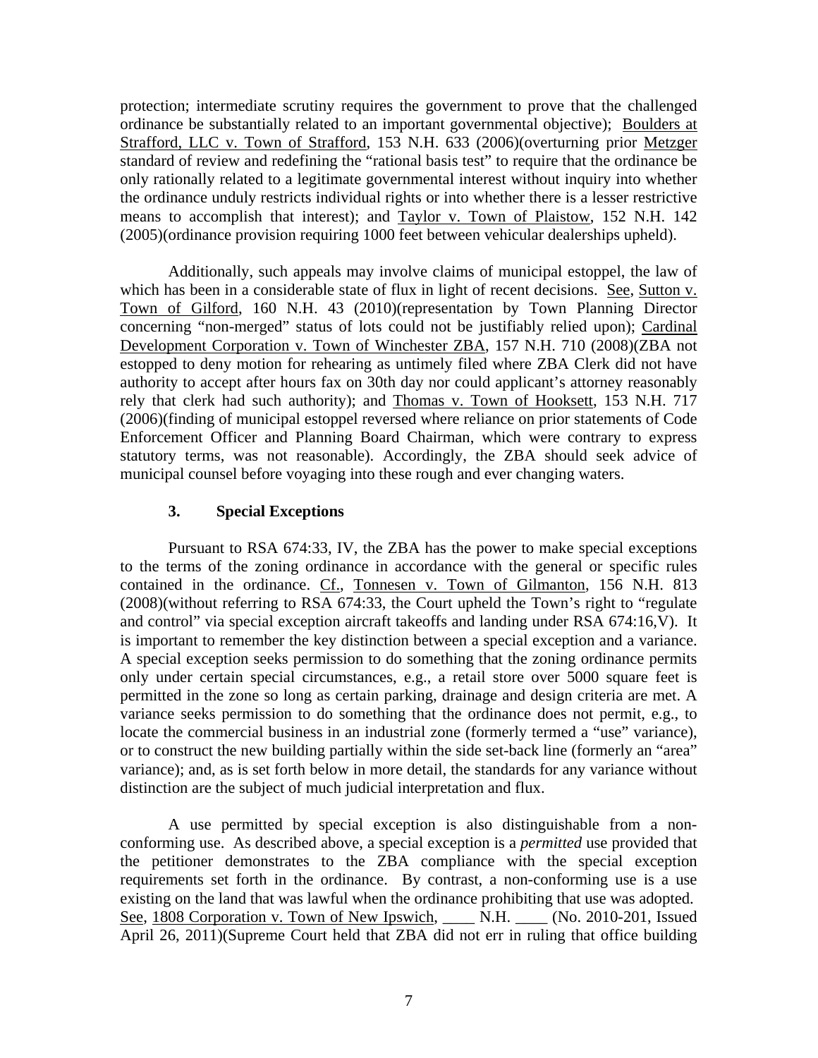protection; intermediate scrutiny requires the government to prove that the challenged ordinance be substantially related to an important governmental objective); Boulders at Strafford, LLC v. Town of Strafford, 153 N.H. 633 (2006)(overturning prior Metzger standard of review and redefining the "rational basis test" to require that the ordinance be only rationally related to a legitimate governmental interest without inquiry into whether the ordinance unduly restricts individual rights or into whether there is a lesser restrictive means to accomplish that interest); and Taylor v. Town of Plaistow, 152 N.H. 142 (2005)(ordinance provision requiring 1000 feet between vehicular dealerships upheld).

Additionally, such appeals may involve claims of municipal estoppel, the law of which has been in a considerable state of flux in light of recent decisions. See, Sutton v. Town of Gilford, 160 N.H. 43 (2010)(representation by Town Planning Director concerning "non-merged" status of lots could not be justifiably relied upon); Cardinal Development Corporation v. Town of Winchester ZBA, 157 N.H. 710 (2008)(ZBA not estopped to deny motion for rehearing as untimely filed where ZBA Clerk did not have authority to accept after hours fax on 30th day nor could applicant's attorney reasonably rely that clerk had such authority); and Thomas v. Town of Hooksett, 153 N.H. 717 (2006)(finding of municipal estoppel reversed where reliance on prior statements of Code Enforcement Officer and Planning Board Chairman, which were contrary to express statutory terms, was not reasonable). Accordingly, the ZBA should seek advice of municipal counsel before voyaging into these rough and ever changing waters.

### 3. Special Exceptions

Pursuant to RSA 674:33, IV, the ZBA has the power to make special exceptions to the terms of the zoning ordinance in accordance with the general or specific rules contained in the ordinance. Cf., Tonnesen v. Town of Gilmanton, 156 N.H. 813 (2008)(without referring to RSA 674:33, the Court upheld the Town's right to "regulate and control" via special exception aircraft takeoffs and landing under RSA 674:16,V). It is important to remember the key distinction between a special exception and a variance. A special exception seeks permission to do something that the zoning ordinance permits only under certain special circumstances, e.g., a retail store over 5000 square feet is permitted in the zone so long as certain parking, drainage and design criteria are met. A variance seeks permission to do something that the ordinance does not permit, e.g., to locate the commercial business in an industrial zone (formerly termed a "use" variance), or to construct the new building partially within the side set-back line (formerly an "area" variance); and, as is set forth below in more detail, the standards for any variance without distinction are the subject of much judicial interpretation and flux.

A use permitted by special exception is also distinguishable from a non-conforming use. As described above, a special exception is a *permitted* use provided that the petitioner demonstrates to the ZBA compliance with the special exception requirements set forth in the ordinance. By contrast, a non-conforming use is a use existing on the land that was lawful when the ordinance prohibiting that use was adopted. See, 1808 Corporation v. Town of New Ipswich, ____ N.H. ____ (No. 2010-201, Issued April 26, 2011)(Supreme Court held that ZBA did not err in ruling that office building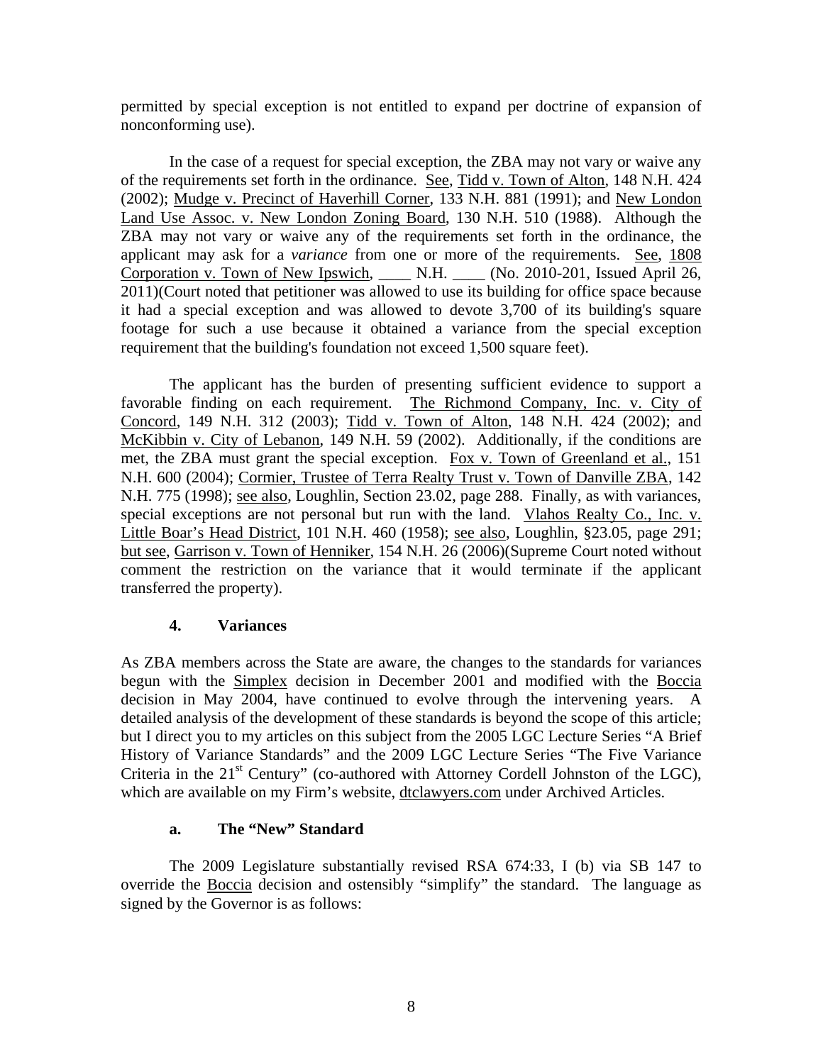permitted by special exception is not entitled to expand per doctrine of expansion of nonconforming use).

In the case of a request for special exception, the ZBA may not vary or waive any of the requirements set forth in the ordinance. See, Tidd v. Town of Alton, 148 N.H. 424 (2002); Mudge v. Precinct of Haverhill Corner, 133 N.H. 881 (1991); and New London Land Use Assoc. v. New London Zoning Board, 130 N.H. 510 (1988). Although the ZBA may not vary or waive any of the requirements set forth in the ordinance, the applicant may ask for a *variance* from one or more of the requirements. See, 1808 Corporation v. Town of New Ipswich, ____ N.H. ____ (No. 2010-201, Issued April 26, 2011)(Court noted that petitioner was allowed to use its building for office space because it had a special exception and was allowed to devote 3,700 of its building's square footage for such a use because it obtained a variance from the special exception requirement that the building's foundation not exceed 1,500 square feet).

The applicant has the burden of presenting sufficient evidence to support a favorable finding on each requirement. The Richmond Company, Inc. v. City of Concord, 149 N.H. 312 (2003); Tidd v. Town of Alton, 148 N.H. 424 (2002); and McKibbin v. City of Lebanon, 149 N.H. 59 (2002). Additionally, if the conditions are met, the ZBA must grant the special exception. Fox v. Town of Greenland et al., 151 N.H. 600 (2004); Cormier, Trustee of Terra Realty Trust v. Town of Danville ZBA, 142 N.H. 775 (1998); see also, Loughlin, Section 23.02, page 288. Finally, as with variances, special exceptions are not personal but run with the land. Vlahos Realty Co., Inc. v. Little Boar's Head District, 101 N.H. 460 (1958); see also, Loughlin, §23.05, page 291; but see, Garrison v. Town of Henniker, 154 N.H. 26 (2006)(Supreme Court noted without comment the restriction on the variance that it would terminate if the applicant transferred the property).

### 4. Variances

As ZBA members across the State are aware, the changes to the standards for variances begun with the Simplex decision in December 2001 and modified with the Boccia decision in May 2004, have continued to evolve through the intervening years. A detailed analysis of the development of these standards is beyond the scope of this article; but I direct you to my articles on this subject from the 2005 LGC Lecture Series "A Brief History of Variance Standards" and the 2009 LGC Lecture Series "The Five Variance Criteria in the 21st Century" (co-authored with Attorney Cordell Johnston of the LGC), which are available on my Firm's website, dtclawyers.com under Archived Articles.

#### a. The "New" Standard

The 2009 Legislature substantially revised RSA 674:33, I (b) via SB 147 to override the Boccia decision and ostensibly "simplify" the standard. The language as signed by the Governor is as follows: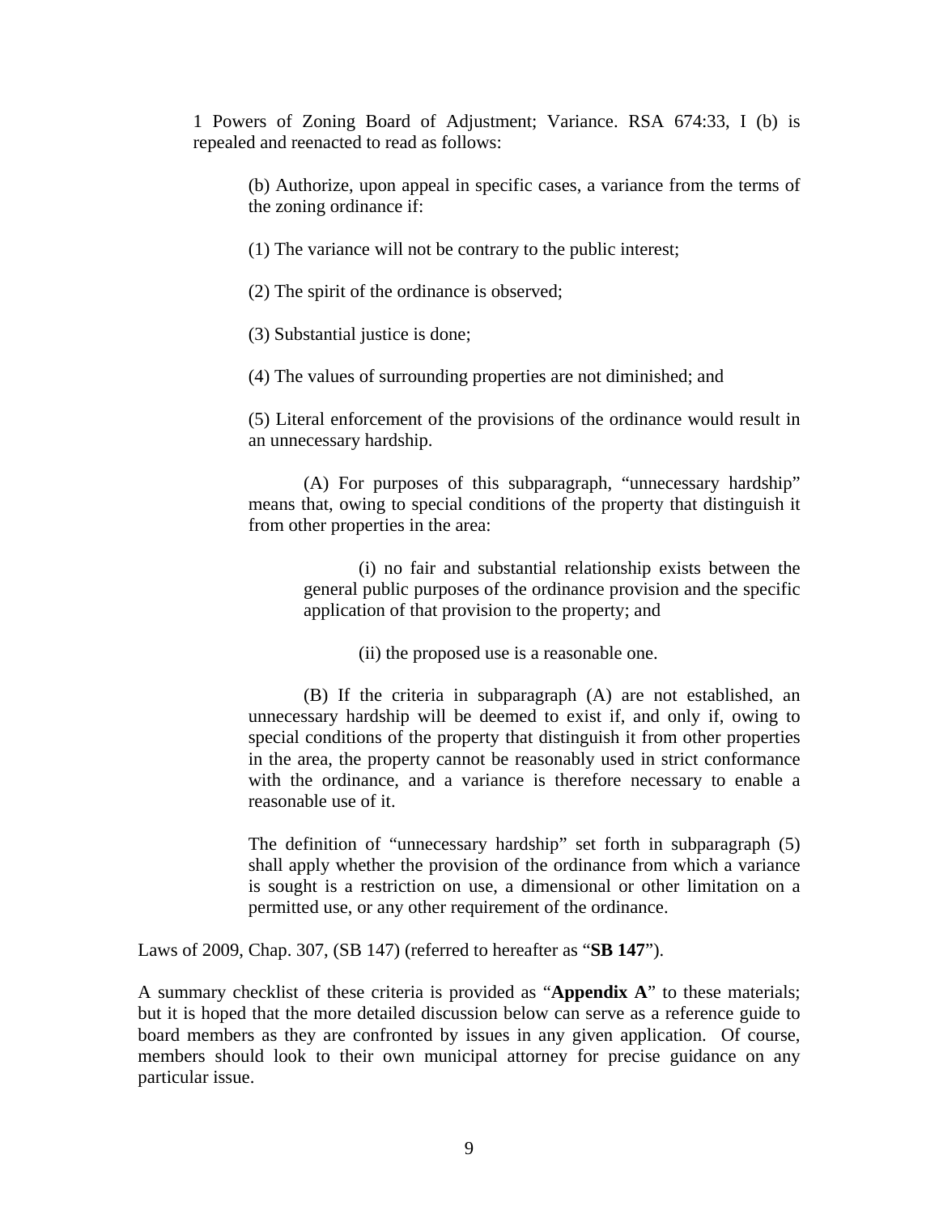1 Powers of Zoning Board of Adjustment; Variance. RSA 674:33, I (b) is repealed and reenacted to read as follows:

> (b) Authorize, upon appeal in specific cases, a variance from the terms of the zoning ordinance if:
>
> (1) The variance will not be contrary to the public interest;
>
> (2) The spirit of the ordinance is observed;
>
> (3) Substantial justice is done;
>
> (4) The values of surrounding properties are not diminished; and
>
> (5) Literal enforcement of the provisions of the ordinance would result in an unnecessary hardship.
>
> (A) For purposes of this subparagraph, "unnecessary hardship" means that, owing to special conditions of the property that distinguish it from other properties in the area:
>
> (i) no fair and substantial relationship exists between the general public purposes of the ordinance provision and the specific application of that provision to the property; and
>
> (ii) the proposed use is a reasonable one.
>
> (B) If the criteria in subparagraph (A) are not established, an unnecessary hardship will be deemed to exist if, and only if, owing to special conditions of the property that distinguish it from other properties in the area, the property cannot be reasonably used in strict conformance with the ordinance, and a variance is therefore necessary to enable a reasonable use of it.
>
> The definition of "unnecessary hardship" set forth in subparagraph (5) shall apply whether the provision of the ordinance from which a variance is sought is a restriction on use, a dimensional or other limitation on a permitted use, or any other requirement of the ordinance.

Laws of 2009, Chap. 307, (SB 147) (referred to hereafter as "**SB 147**").

A summary checklist of these criteria is provided as "**Appendix A**" to these materials; but it is hoped that the more detailed discussion below can serve as a reference guide to board members as they are confronted by issues in any given application. Of course, members should look to their own municipal attorney for precise guidance on any particular issue.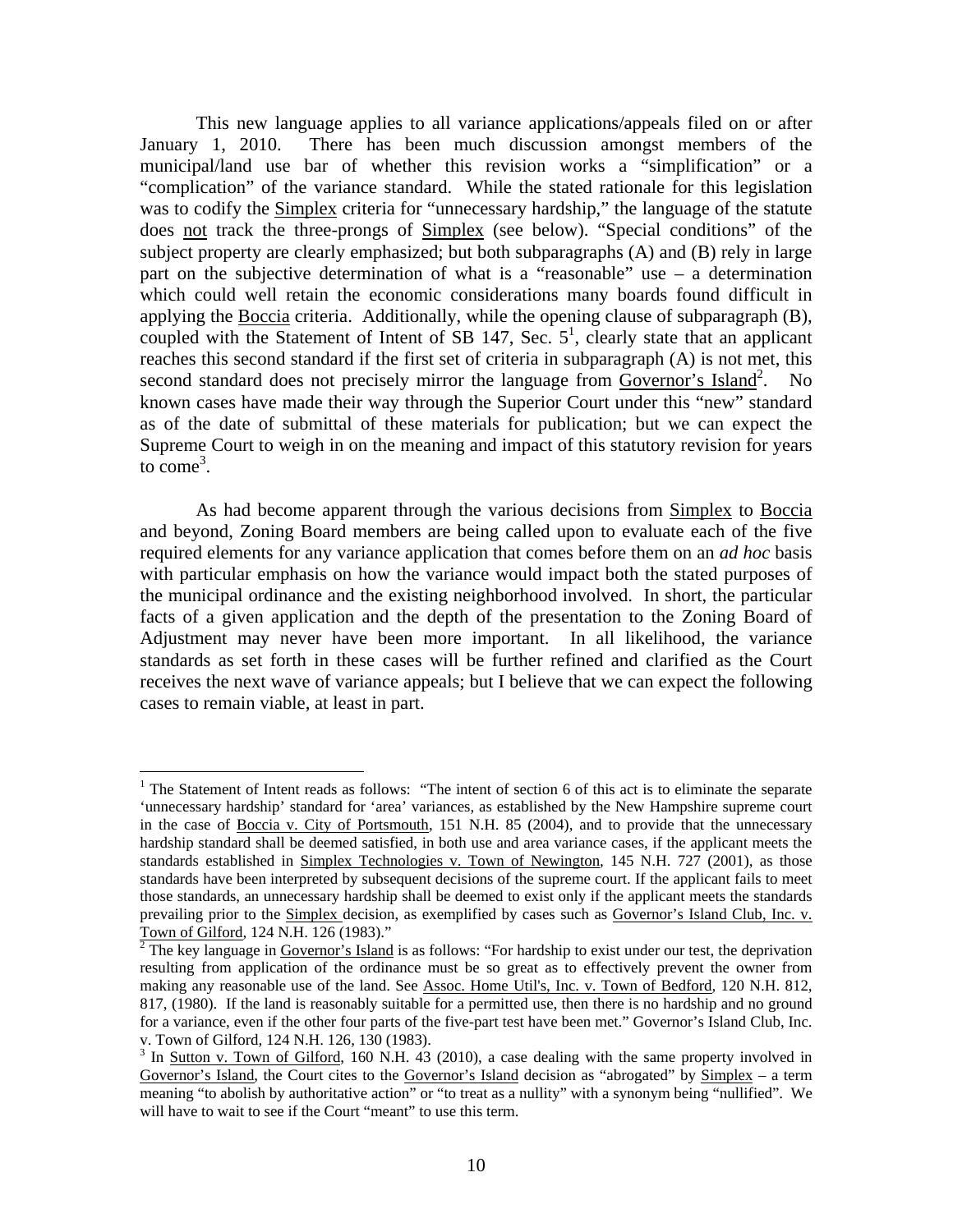This new language applies to all variance applications/appeals filed on or after January 1, 2010. There has been much discussion amongst members of the municipal/land use bar of whether this revision works a "simplification" or a "complication" of the variance standard. While the stated rationale for this legislation was to codify the Simplex criteria for "unnecessary hardship," the language of the statute does not track the three-prongs of Simplex (see below). "Special conditions" of the subject property are clearly emphasized; but both subparagraphs (A) and (B) rely in large part on the subjective determination of what is a "reasonable" use – a determination which could well retain the economic considerations many boards found difficult in applying the Boccia criteria. Additionally, while the opening clause of subparagraph (B), coupled with the Statement of Intent of SB 147, Sec. 5[1], clearly state that an applicant reaches this second standard if the first set of criteria in subparagraph (A) is not met, this second standard does not precisely mirror the language from Governor's Island[2]. No known cases have made their way through the Superior Court under this "new" standard as of the date of submittal of these materials for publication; but we can expect the Supreme Court to weigh in on the meaning and impact of this statutory revision for years to come[3].

As had become apparent through the various decisions from Simplex to Boccia and beyond, Zoning Board members are being called upon to evaluate each of the five required elements for any variance application that comes before them on an *ad hoc* basis with particular emphasis on how the variance would impact both the stated purposes of the municipal ordinance and the existing neighborhood involved. In short, the particular facts of a given application and the depth of the presentation to the Zoning Board of Adjustment may never have been more important. In all likelihood, the variance standards as set forth in these cases will be further refined and clarified as the Court receives the next wave of variance appeals; but I believe that we can expect the following cases to remain viable, at least in part.

---

[1] The Statement of Intent reads as follows: "The intent of section 6 of this act is to eliminate the separate 'unnecessary hardship' standard for 'area' variances, as established by the New Hampshire supreme court in the case of Boccia v. City of Portsmouth, 151 N.H. 85 (2004), and to provide that the unnecessary hardship standard shall be deemed satisfied, in both use and area variance cases, if the applicant meets the standards established in Simplex Technologies v. Town of Newington, 145 N.H. 727 (2001), as those standards have been interpreted by subsequent decisions of the supreme court. If the applicant fails to meet those standards, an unnecessary hardship shall be deemed to exist only if the applicant meets the standards prevailing prior to the Simplex decision, as exemplified by cases such as Governor's Island Club, Inc. v. Town of Gilford, 124 N.H. 126 (1983)."

[2] The key language in Governor's Island is as follows: "For hardship to exist under our test, the deprivation resulting from application of the ordinance must be so great as to effectively prevent the owner from making any reasonable use of the land. See Assoc. Home Util's, Inc. v. Town of Bedford, 120 N.H. 812, 817, (1980). If the land is reasonably suitable for a permitted use, then there is no hardship and no ground for a variance, even if the other four parts of the five-part test have been met." Governor's Island Club, Inc. v. Town of Gilford, 124 N.H. 126, 130 (1983).

[3] In Sutton v. Town of Gilford, 160 N.H. 43 (2010), a case dealing with the same property involved in Governor's Island, the Court cites to the Governor's Island decision as "abrogated" by Simplex – a term meaning "to abolish by authoritative action" or "to treat as a nullity" with a synonym being "nullified". We will have to wait to see if the Court "meant" to use this term.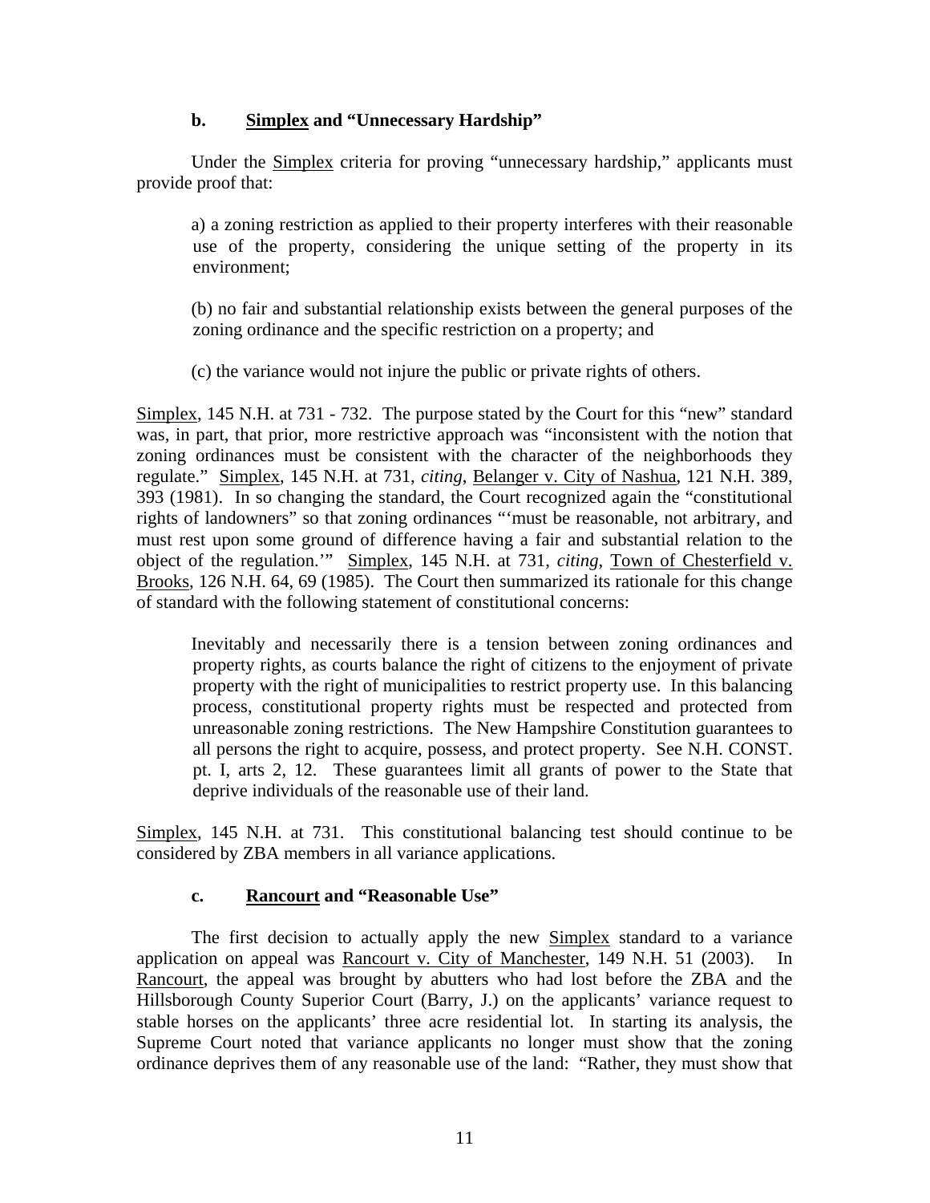### b. Simplex and "Unnecessary Hardship"

Under the Simplex criteria for proving "unnecessary hardship," applicants must provide proof that:

> a) a zoning restriction as applied to their property interferes with their reasonable use of the property, considering the unique setting of the property in its environment;
>
> (b) no fair and substantial relationship exists between the general purposes of the zoning ordinance and the specific restriction on a property; and
>
> (c) the variance would not injure the public or private rights of others.

Simplex, 145 N.H. at 731 - 732. The purpose stated by the Court for this "new" standard was, in part, that prior, more restrictive approach was "inconsistent with the notion that zoning ordinances must be consistent with the character of the neighborhoods they regulate." Simplex, 145 N.H. at 731, *citing*, Belanger v. City of Nashua, 121 N.H. 389, 393 (1981). In so changing the standard, the Court recognized again the "constitutional rights of landowners" so that zoning ordinances "'must be reasonable, not arbitrary, and must rest upon some ground of difference having a fair and substantial relation to the object of the regulation.'" Simplex, 145 N.H. at 731, *citing*, Town of Chesterfield v. Brooks, 126 N.H. 64, 69 (1985). The Court then summarized its rationale for this change of standard with the following statement of constitutional concerns:

> Inevitably and necessarily there is a tension between zoning ordinances and property rights, as courts balance the right of citizens to the enjoyment of private property with the right of municipalities to restrict property use. In this balancing process, constitutional property rights must be respected and protected from unreasonable zoning restrictions. The New Hampshire Constitution guarantees to all persons the right to acquire, possess, and protect property. See N.H. CONST. pt. I, arts 2, 12. These guarantees limit all grants of power to the State that deprive individuals of the reasonable use of their land.

Simplex, 145 N.H. at 731. This constitutional balancing test should continue to be considered by ZBA members in all variance applications.

### c. Rancourt and "Reasonable Use"

The first decision to actually apply the new Simplex standard to a variance application on appeal was Rancourt v. City of Manchester, 149 N.H. 51 (2003). In Rancourt, the appeal was brought by abutters who had lost before the ZBA and the Hillsborough County Superior Court (Barry, J.) on the applicants' variance request to stable horses on the applicants' three acre residential lot. In starting its analysis, the Supreme Court noted that variance applicants no longer must show that the zoning ordinance deprives them of any reasonable use of the land: "Rather, they must show that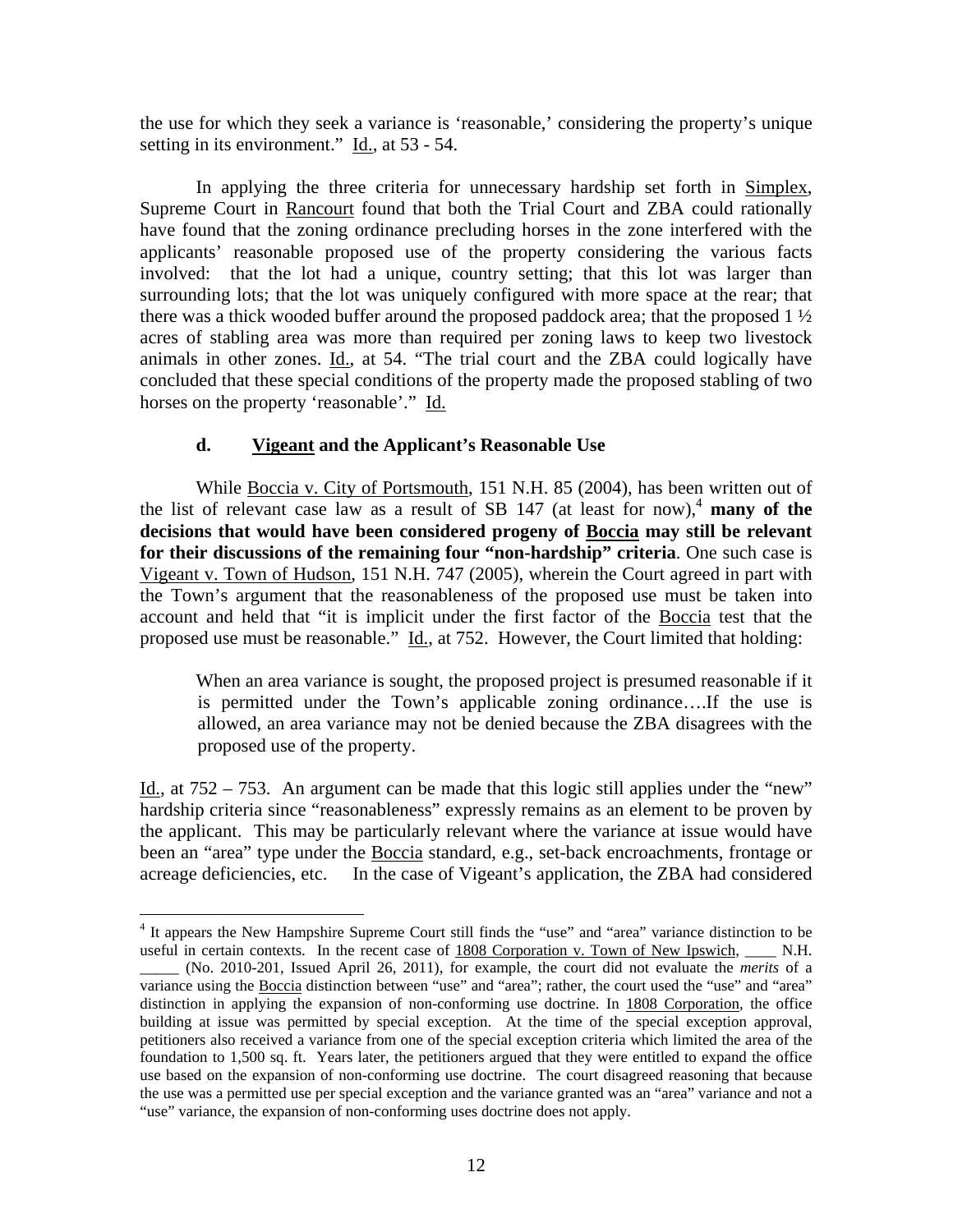the use for which they seek a variance is 'reasonable,' considering the property's unique setting in its environment." Id., at 53 - 54.

In applying the three criteria for unnecessary hardship set forth in Simplex, Supreme Court in Rancourt found that both the Trial Court and ZBA could rationally have found that the zoning ordinance precluding horses in the zone interfered with the applicants' reasonable proposed use of the property considering the various facts involved: that the lot had a unique, country setting; that this lot was larger than surrounding lots; that the lot was uniquely configured with more space at the rear; that there was a thick wooded buffer around the proposed paddock area; that the proposed 1 ½ acres of stabling area was more than required per zoning laws to keep two livestock animals in other zones. Id., at 54. "The trial court and the ZBA could logically have concluded that these special conditions of the property made the proposed stabling of two horses on the property 'reasonable'." Id.

#### d. Vigeant and the Applicant's Reasonable Use

While Boccia v. City of Portsmouth, 151 N.H. 85 (2004), has been written out of the list of relevant case law as a result of SB 147 (at least for now),[4] **many of the decisions that would have been considered progeny of Boccia may still be relevant for their discussions of the remaining four "non-hardship" criteria**. One such case is Vigeant v. Town of Hudson, 151 N.H. 747 (2005), wherein the Court agreed in part with the Town's argument that the reasonableness of the proposed use must be taken into account and held that "it is implicit under the first factor of the Boccia test that the proposed use must be reasonable." Id., at 752. However, the Court limited that holding:

> When an area variance is sought, the proposed project is presumed reasonable if it is permitted under the Town's applicable zoning ordinance….If the use is allowed, an area variance may not be denied because the ZBA disagrees with the proposed use of the property.

Id., at 752 – 753. An argument can be made that this logic still applies under the "new" hardship criteria since "reasonableness" expressly remains as an element to be proven by the applicant. This may be particularly relevant where the variance at issue would have been an "area" type under the Boccia standard, e.g., set-back encroachments, frontage or acreage deficiencies, etc. In the case of Vigeant's application, the ZBA had considered

[4] It appears the New Hampshire Supreme Court still finds the "use" and "area" variance distinction to be useful in certain contexts. In the recent case of 1808 Corporation v. Town of New Ipswich, ____ N.H. _____ (No. 2010-201, Issued April 26, 2011), for example, the court did not evaluate the *merits* of a variance using the Boccia distinction between "use" and "area"; rather, the court used the "use" and "area" distinction in applying the expansion of non-conforming use doctrine. In 1808 Corporation, the office building at issue was permitted by special exception. At the time of the special exception approval, petitioners also received a variance from one of the special exception criteria which limited the area of the foundation to 1,500 sq. ft. Years later, the petitioners argued that they were entitled to expand the office use based on the expansion of non-conforming use doctrine. The court disagreed reasoning that because the use was a permitted use per special exception and the variance granted was an "area" variance and not a "use" variance, the expansion of non-conforming uses doctrine does not apply.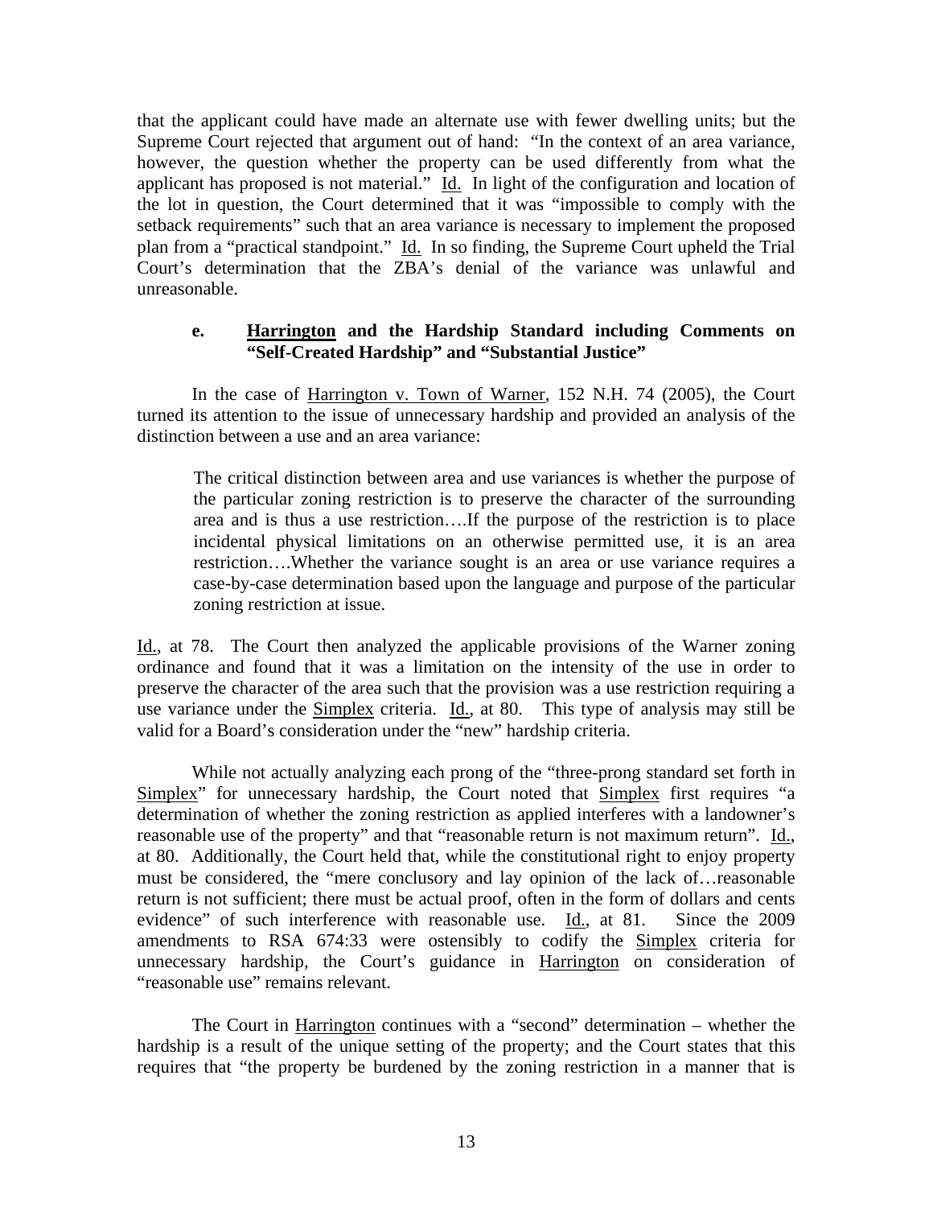that the applicant could have made an alternate use with fewer dwelling units; but the Supreme Court rejected that argument out of hand: "In the context of an area variance, however, the question whether the property can be used differently from what the applicant has proposed is not material." Id. In light of the configuration and location of the lot in question, the Court determined that it was "impossible to comply with the setback requirements" such that an area variance is necessary to implement the proposed plan from a "practical standpoint." Id. In so finding, the Supreme Court upheld the Trial Court's determination that the ZBA's denial of the variance was unlawful and unreasonable.

#### e. Harrington and the Hardship Standard including Comments on "Self-Created Hardship" and "Substantial Justice"

In the case of Harrington v. Town of Warner, 152 N.H. 74 (2005), the Court turned its attention to the issue of unnecessary hardship and provided an analysis of the distinction between a use and an area variance:

> The critical distinction between area and use variances is whether the purpose of the particular zoning restriction is to preserve the character of the surrounding area and is thus a use restriction….If the purpose of the restriction is to place incidental physical limitations on an otherwise permitted use, it is an area restriction….Whether the variance sought is an area or use variance requires a case-by-case determination based upon the language and purpose of the particular zoning restriction at issue.

Id., at 78. The Court then analyzed the applicable provisions of the Warner zoning ordinance and found that it was a limitation on the intensity of the use in order to preserve the character of the area such that the provision was a use restriction requiring a use variance under the Simplex criteria. Id., at 80. This type of analysis may still be valid for a Board's consideration under the "new" hardship criteria.

While not actually analyzing each prong of the "three-prong standard set forth in Simplex" for unnecessary hardship, the Court noted that Simplex first requires "a determination of whether the zoning restriction as applied interferes with a landowner's reasonable use of the property" and that "reasonable return is not maximum return". Id., at 80. Additionally, the Court held that, while the constitutional right to enjoy property must be considered, the "mere conclusory and lay opinion of the lack of…reasonable return is not sufficient; there must be actual proof, often in the form of dollars and cents evidence" of such interference with reasonable use. Id., at 81. Since the 2009 amendments to RSA 674:33 were ostensibly to codify the Simplex criteria for unnecessary hardship, the Court's guidance in Harrington on consideration of "reasonable use" remains relevant.

The Court in Harrington continues with a "second" determination – whether the hardship is a result of the unique setting of the property; and the Court states that this requires that "the property be burdened by the zoning restriction in a manner that is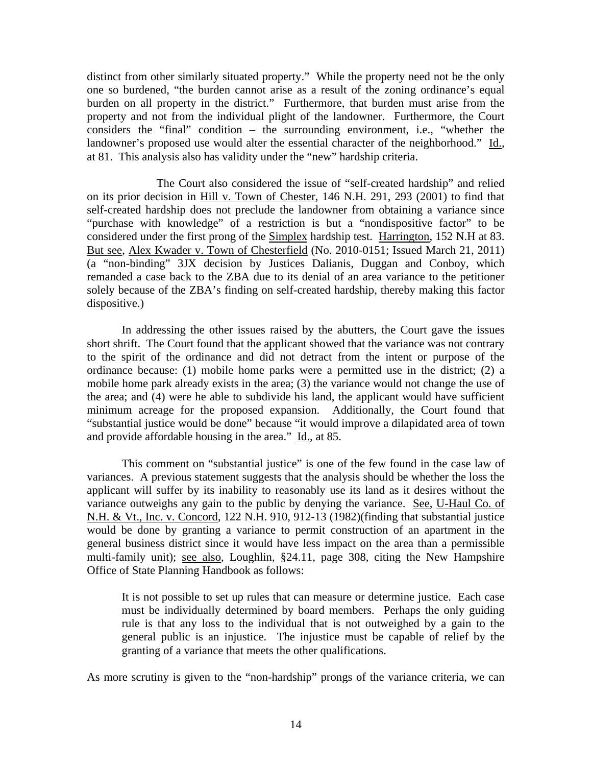distinct from other similarly situated property." While the property need not be the only one so burdened, "the burden cannot arise as a result of the zoning ordinance's equal burden on all property in the district." Furthermore, that burden must arise from the property and not from the individual plight of the landowner. Furthermore, the Court considers the "final" condition – the surrounding environment, i.e., "whether the landowner's proposed use would alter the essential character of the neighborhood." Id., at 81. This analysis also has validity under the "new" hardship criteria.

The Court also considered the issue of "self-created hardship" and relied on its prior decision in Hill v. Town of Chester, 146 N.H. 291, 293 (2001) to find that self-created hardship does not preclude the landowner from obtaining a variance since "purchase with knowledge" of a restriction is but a "nondispositive factor" to be considered under the first prong of the Simplex hardship test. Harrington, 152 N.H at 83. But see, Alex Kwader v. Town of Chesterfield (No. 2010-0151; Issued March 21, 2011) (a "non-binding" 3JX decision by Justices Dalianis, Duggan and Conboy, which remanded a case back to the ZBA due to its denial of an area variance to the petitioner solely because of the ZBA's finding on self-created hardship, thereby making this factor dispositive.)

In addressing the other issues raised by the abutters, the Court gave the issues short shrift. The Court found that the applicant showed that the variance was not contrary to the spirit of the ordinance and did not detract from the intent or purpose of the ordinance because: (1) mobile home parks were a permitted use in the district; (2) a mobile home park already exists in the area; (3) the variance would not change the use of the area; and (4) were he able to subdivide his land, the applicant would have sufficient minimum acreage for the proposed expansion. Additionally, the Court found that "substantial justice would be done" because "it would improve a dilapidated area of town and provide affordable housing in the area." Id., at 85.

This comment on "substantial justice" is one of the few found in the case law of variances. A previous statement suggests that the analysis should be whether the loss the applicant will suffer by its inability to reasonably use its land as it desires without the variance outweighs any gain to the public by denying the variance. See, U-Haul Co. of N.H. & Vt., Inc. v. Concord, 122 N.H. 910, 912-13 (1982)(finding that substantial justice would be done by granting a variance to permit construction of an apartment in the general business district since it would have less impact on the area than a permissible multi-family unit); see also, Loughlin, §24.11, page 308, citing the New Hampshire Office of State Planning Handbook as follows:

> It is not possible to set up rules that can measure or determine justice. Each case must be individually determined by board members. Perhaps the only guiding rule is that any loss to the individual that is not outweighed by a gain to the general public is an injustice. The injustice must be capable of relief by the granting of a variance that meets the other qualifications.

As more scrutiny is given to the "non-hardship" prongs of the variance criteria, we can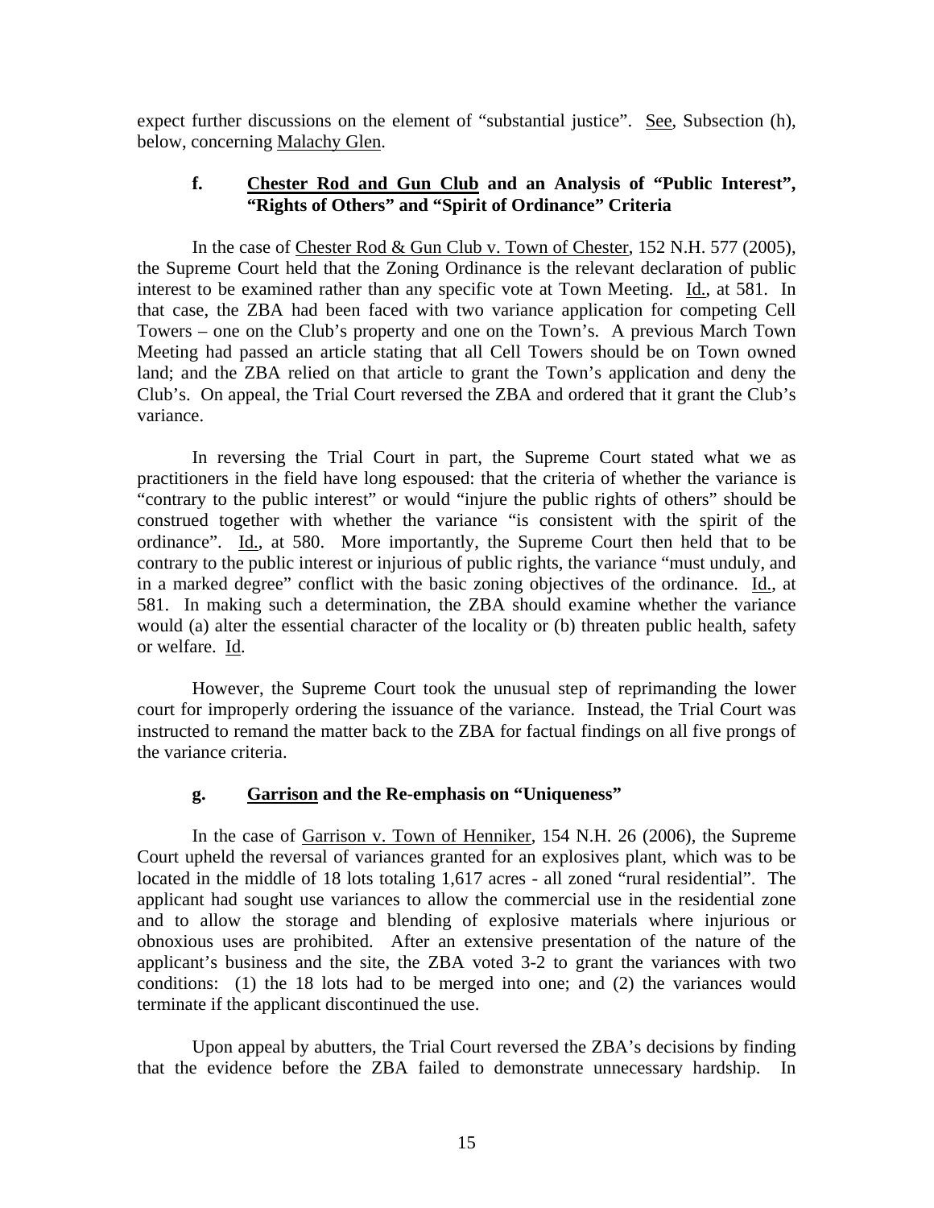expect further discussions on the element of "substantial justice". See, Subsection (h), below, concerning Malachy Glen.

### f. Chester Rod and Gun Club and an Analysis of "Public Interest", "Rights of Others" and "Spirit of Ordinance" Criteria

In the case of Chester Rod & Gun Club v. Town of Chester, 152 N.H. 577 (2005), the Supreme Court held that the Zoning Ordinance is the relevant declaration of public interest to be examined rather than any specific vote at Town Meeting. Id., at 581. In that case, the ZBA had been faced with two variance application for competing Cell Towers – one on the Club's property and one on the Town's. A previous March Town Meeting had passed an article stating that all Cell Towers should be on Town owned land; and the ZBA relied on that article to grant the Town's application and deny the Club's. On appeal, the Trial Court reversed the ZBA and ordered that it grant the Club's variance.

In reversing the Trial Court in part, the Supreme Court stated what we as practitioners in the field have long espoused: that the criteria of whether the variance is "contrary to the public interest" or would "injure the public rights of others" should be construed together with whether the variance "is consistent with the spirit of the ordinance". Id., at 580. More importantly, the Supreme Court then held that to be contrary to the public interest or injurious of public rights, the variance "must unduly, and in a marked degree" conflict with the basic zoning objectives of the ordinance. Id., at 581. In making such a determination, the ZBA should examine whether the variance would (a) alter the essential character of the locality or (b) threaten public health, safety or welfare. Id.

However, the Supreme Court took the unusual step of reprimanding the lower court for improperly ordering the issuance of the variance. Instead, the Trial Court was instructed to remand the matter back to the ZBA for factual findings on all five prongs of the variance criteria.

### g. Garrison and the Re-emphasis on "Uniqueness"

In the case of Garrison v. Town of Henniker, 154 N.H. 26 (2006), the Supreme Court upheld the reversal of variances granted for an explosives plant, which was to be located in the middle of 18 lots totaling 1,617 acres - all zoned "rural residential". The applicant had sought use variances to allow the commercial use in the residential zone and to allow the storage and blending of explosive materials where injurious or obnoxious uses are prohibited. After an extensive presentation of the nature of the applicant's business and the site, the ZBA voted 3-2 to grant the variances with two conditions: (1) the 18 lots had to be merged into one; and (2) the variances would terminate if the applicant discontinued the use.

Upon appeal by abutters, the Trial Court reversed the ZBA's decisions by finding that the evidence before the ZBA failed to demonstrate unnecessary hardship. In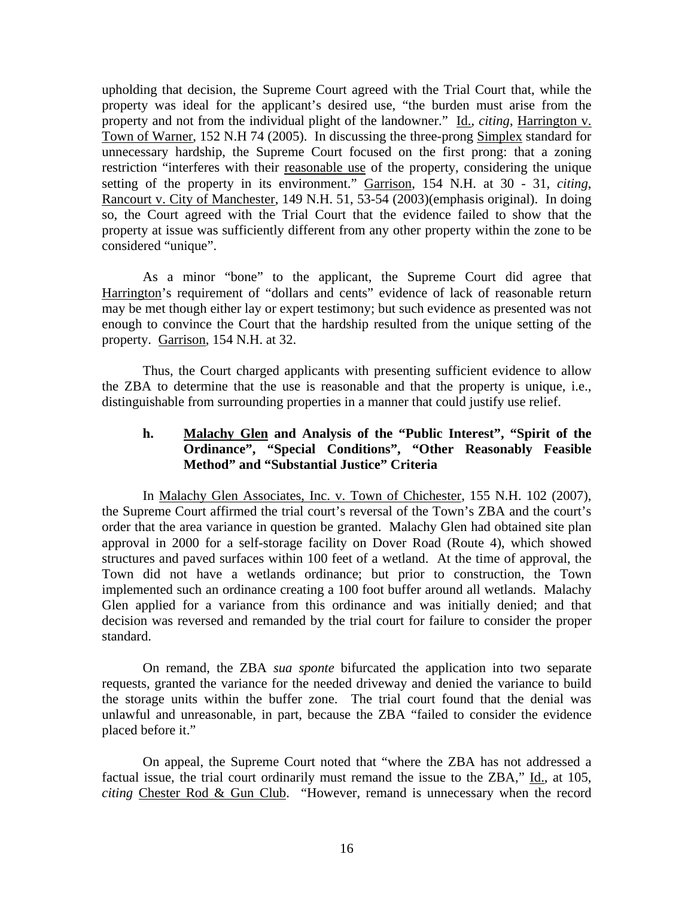upholding that decision, the Supreme Court agreed with the Trial Court that, while the property was ideal for the applicant's desired use, "the burden must arise from the property and not from the individual plight of the landowner." Id., *citing*, Harrington v. Town of Warner, 152 N.H 74 (2005). In discussing the three-prong Simplex standard for unnecessary hardship, the Supreme Court focused on the first prong: that a zoning restriction "interferes with their reasonable use of the property, considering the unique setting of the property in its environment." Garrison, 154 N.H. at 30 - 31, *citing*, Rancourt v. City of Manchester, 149 N.H. 51, 53-54 (2003)(emphasis original). In doing so, the Court agreed with the Trial Court that the evidence failed to show that the property at issue was sufficiently different from any other property within the zone to be considered "unique".

As a minor "bone" to the applicant, the Supreme Court did agree that Harrington's requirement of "dollars and cents" evidence of lack of reasonable return may be met though either lay or expert testimony; but such evidence as presented was not enough to convince the Court that the hardship resulted from the unique setting of the property. Garrison, 154 N.H. at 32.

Thus, the Court charged applicants with presenting sufficient evidence to allow the ZBA to determine that the use is reasonable and that the property is unique, i.e., distinguishable from surrounding properties in a manner that could justify use relief.

### h. Malachy Glen and Analysis of the "Public Interest", "Spirit of the Ordinance", "Special Conditions", "Other Reasonably Feasible Method" and "Substantial Justice" Criteria

In Malachy Glen Associates, Inc. v. Town of Chichester, 155 N.H. 102 (2007), the Supreme Court affirmed the trial court's reversal of the Town's ZBA and the court's order that the area variance in question be granted. Malachy Glen had obtained site plan approval in 2000 for a self-storage facility on Dover Road (Route 4), which showed structures and paved surfaces within 100 feet of a wetland. At the time of approval, the Town did not have a wetlands ordinance; but prior to construction, the Town implemented such an ordinance creating a 100 foot buffer around all wetlands. Malachy Glen applied for a variance from this ordinance and was initially denied; and that decision was reversed and remanded by the trial court for failure to consider the proper standard.

On remand, the ZBA *sua sponte* bifurcated the application into two separate requests, granted the variance for the needed driveway and denied the variance to build the storage units within the buffer zone. The trial court found that the denial was unlawful and unreasonable, in part, because the ZBA "failed to consider the evidence placed before it."

On appeal, the Supreme Court noted that "where the ZBA has not addressed a factual issue, the trial court ordinarily must remand the issue to the ZBA," Id., at 105, *citing* Chester Rod & Gun Club. "However, remand is unnecessary when the record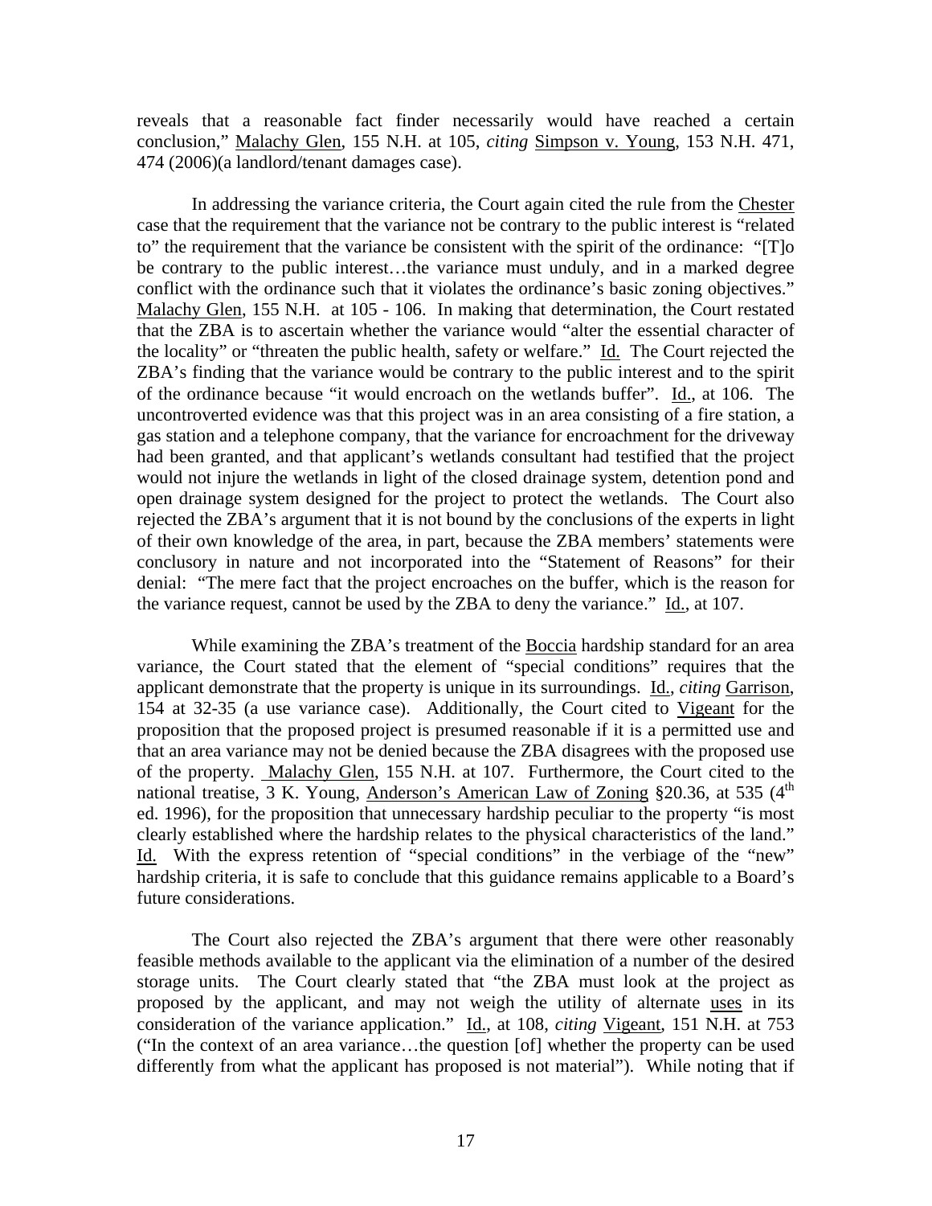reveals that a reasonable fact finder necessarily would have reached a certain conclusion," Malachy Glen, 155 N.H. at 105, *citing* Simpson v. Young, 153 N.H. 471, 474 (2006)(a landlord/tenant damages case).

In addressing the variance criteria, the Court again cited the rule from the Chester case that the requirement that the variance not be contrary to the public interest is "related to" the requirement that the variance be consistent with the spirit of the ordinance: "[T]o be contrary to the public interest…the variance must unduly, and in a marked degree conflict with the ordinance such that it violates the ordinance's basic zoning objectives." Malachy Glen, 155 N.H. at 105 - 106. In making that determination, the Court restated that the ZBA is to ascertain whether the variance would "alter the essential character of the locality" or "threaten the public health, safety or welfare." Id. The Court rejected the ZBA's finding that the variance would be contrary to the public interest and to the spirit of the ordinance because "it would encroach on the wetlands buffer". Id., at 106. The uncontroverted evidence was that this project was in an area consisting of a fire station, a gas station and a telephone company, that the variance for encroachment for the driveway had been granted, and that applicant's wetlands consultant had testified that the project would not injure the wetlands in light of the closed drainage system, detention pond and open drainage system designed for the project to protect the wetlands. The Court also rejected the ZBA's argument that it is not bound by the conclusions of the experts in light of their own knowledge of the area, in part, because the ZBA members' statements were conclusory in nature and not incorporated into the "Statement of Reasons" for their denial: "The mere fact that the project encroaches on the buffer, which is the reason for the variance request, cannot be used by the ZBA to deny the variance." Id., at 107.

While examining the ZBA's treatment of the Boccia hardship standard for an area variance, the Court stated that the element of "special conditions" requires that the applicant demonstrate that the property is unique in its surroundings. Id., *citing* Garrison, 154 at 32-35 (a use variance case). Additionally, the Court cited to Vigeant for the proposition that the proposed project is presumed reasonable if it is a permitted use and that an area variance may not be denied because the ZBA disagrees with the proposed use of the property. Malachy Glen, 155 N.H. at 107. Furthermore, the Court cited to the national treatise, 3 K. Young, Anderson's American Law of Zoning §20.36, at 535 (4th ed. 1996), for the proposition that unnecessary hardship peculiar to the property "is most clearly established where the hardship relates to the physical characteristics of the land." Id. With the express retention of "special conditions" in the verbiage of the "new" hardship criteria, it is safe to conclude that this guidance remains applicable to a Board's future considerations.

The Court also rejected the ZBA's argument that there were other reasonably feasible methods available to the applicant via the elimination of a number of the desired storage units. The Court clearly stated that "the ZBA must look at the project as proposed by the applicant, and may not weigh the utility of alternate uses in its consideration of the variance application." Id., at 108, *citing* Vigeant, 151 N.H. at 753 ("In the context of an area variance…the question [of] whether the property can be used differently from what the applicant has proposed is not material"). While noting that if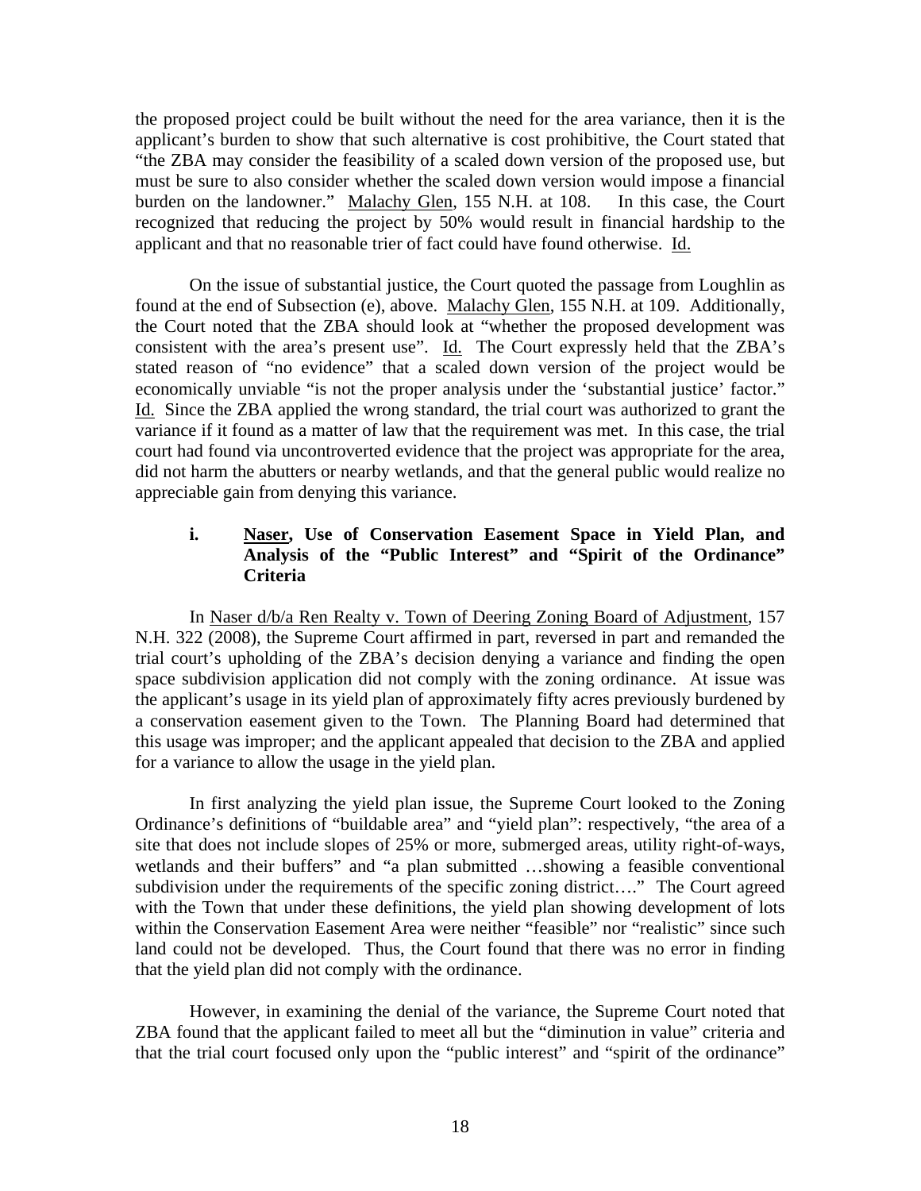the proposed project could be built without the need for the area variance, then it is the applicant's burden to show that such alternative is cost prohibitive, the Court stated that "the ZBA may consider the feasibility of a scaled down version of the proposed use, but must be sure to also consider whether the scaled down version would impose a financial burden on the landowner." Malachy Glen, 155 N.H. at 108. In this case, the Court recognized that reducing the project by 50% would result in financial hardship to the applicant and that no reasonable trier of fact could have found otherwise. Id.

On the issue of substantial justice, the Court quoted the passage from Loughlin as found at the end of Subsection (e), above. Malachy Glen, 155 N.H. at 109. Additionally, the Court noted that the ZBA should look at "whether the proposed development was consistent with the area's present use". Id. The Court expressly held that the ZBA's stated reason of "no evidence" that a scaled down version of the project would be economically unviable "is not the proper analysis under the 'substantial justice' factor." Id. Since the ZBA applied the wrong standard, the trial court was authorized to grant the variance if it found as a matter of law that the requirement was met. In this case, the trial court had found via uncontroverted evidence that the project was appropriate for the area, did not harm the abutters or nearby wetlands, and that the general public would realize no appreciable gain from denying this variance.

### i. Naser, Use of Conservation Easement Space in Yield Plan, and Analysis of the "Public Interest" and "Spirit of the Ordinance" Criteria

In Naser d/b/a Ren Realty v. Town of Deering Zoning Board of Adjustment, 157 N.H. 322 (2008), the Supreme Court affirmed in part, reversed in part and remanded the trial court's upholding of the ZBA's decision denying a variance and finding the open space subdivision application did not comply with the zoning ordinance. At issue was the applicant's usage in its yield plan of approximately fifty acres previously burdened by a conservation easement given to the Town. The Planning Board had determined that this usage was improper; and the applicant appealed that decision to the ZBA and applied for a variance to allow the usage in the yield plan.

In first analyzing the yield plan issue, the Supreme Court looked to the Zoning Ordinance's definitions of "buildable area" and "yield plan": respectively, "the area of a site that does not include slopes of 25% or more, submerged areas, utility right-of-ways, wetlands and their buffers" and "a plan submitted …showing a feasible conventional subdivision under the requirements of the specific zoning district…." The Court agreed with the Town that under these definitions, the yield plan showing development of lots within the Conservation Easement Area were neither "feasible" nor "realistic" since such land could not be developed. Thus, the Court found that there was no error in finding that the yield plan did not comply with the ordinance.

However, in examining the denial of the variance, the Supreme Court noted that ZBA found that the applicant failed to meet all but the "diminution in value" criteria and that the trial court focused only upon the "public interest" and "spirit of the ordinance"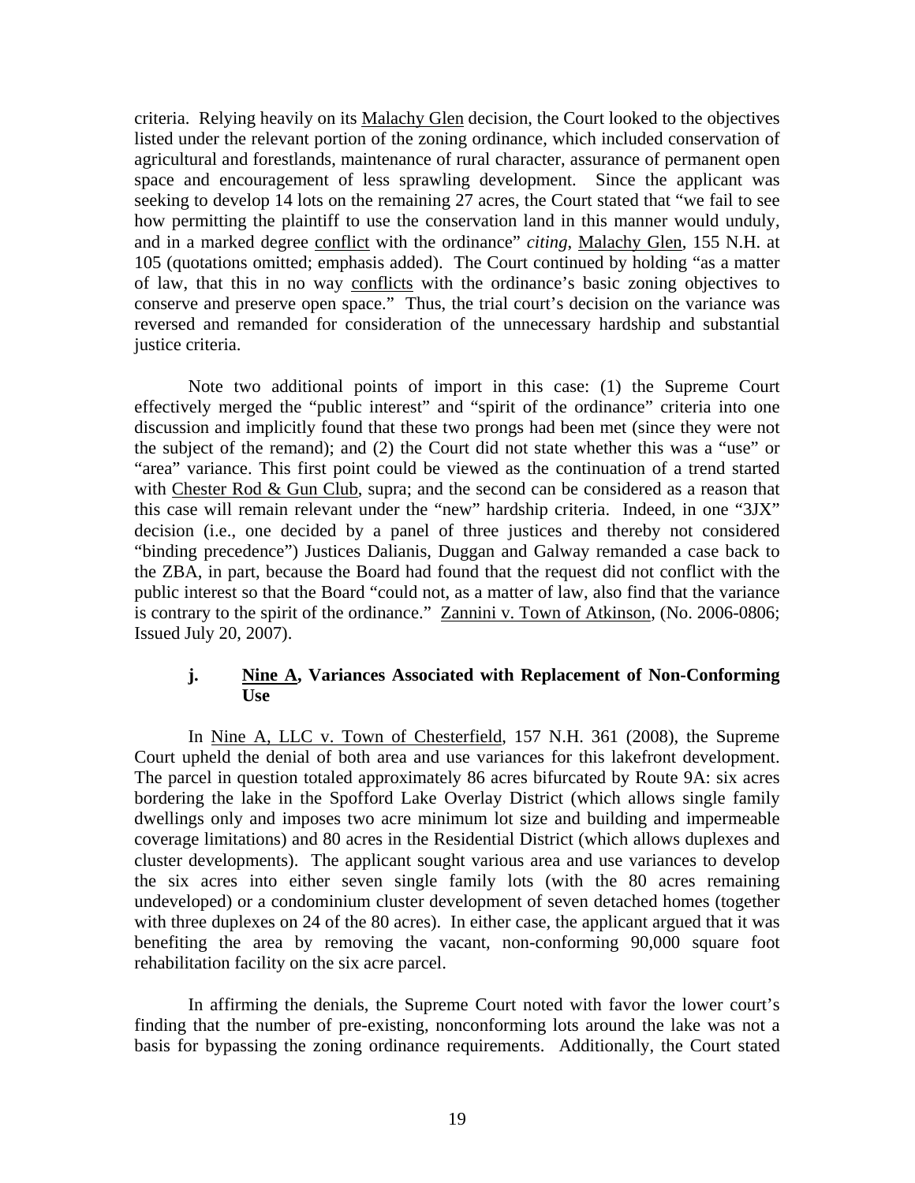criteria. Relying heavily on its Malachy Glen decision, the Court looked to the objectives listed under the relevant portion of the zoning ordinance, which included conservation of agricultural and forestlands, maintenance of rural character, assurance of permanent open space and encouragement of less sprawling development. Since the applicant was seeking to develop 14 lots on the remaining 27 acres, the Court stated that "we fail to see how permitting the plaintiff to use the conservation land in this manner would unduly, and in a marked degree conflict with the ordinance" *citing*, Malachy Glen, 155 N.H. at 105 (quotations omitted; emphasis added). The Court continued by holding "as a matter of law, that this in no way conflicts with the ordinance's basic zoning objectives to conserve and preserve open space." Thus, the trial court's decision on the variance was reversed and remanded for consideration of the unnecessary hardship and substantial justice criteria.

Note two additional points of import in this case: (1) the Supreme Court effectively merged the "public interest" and "spirit of the ordinance" criteria into one discussion and implicitly found that these two prongs had been met (since they were not the subject of the remand); and (2) the Court did not state whether this was a "use" or "area" variance. This first point could be viewed as the continuation of a trend started with Chester Rod & Gun Club, supra; and the second can be considered as a reason that this case will remain relevant under the "new" hardship criteria. Indeed, in one "3JX" decision (i.e., one decided by a panel of three justices and thereby not considered "binding precedence") Justices Dalianis, Duggan and Galway remanded a case back to the ZBA, in part, because the Board had found that the request did not conflict with the public interest so that the Board "could not, as a matter of law, also find that the variance is contrary to the spirit of the ordinance." Zannini v. Town of Atkinson, (No. 2006-0806; Issued July 20, 2007).

### j. Nine A, Variances Associated with Replacement of Non-Conforming Use

In Nine A, LLC v. Town of Chesterfield, 157 N.H. 361 (2008), the Supreme Court upheld the denial of both area and use variances for this lakefront development. The parcel in question totaled approximately 86 acres bifurcated by Route 9A: six acres bordering the lake in the Spofford Lake Overlay District (which allows single family dwellings only and imposes two acre minimum lot size and building and impermeable coverage limitations) and 80 acres in the Residential District (which allows duplexes and cluster developments). The applicant sought various area and use variances to develop the six acres into either seven single family lots (with the 80 acres remaining undeveloped) or a condominium cluster development of seven detached homes (together with three duplexes on 24 of the 80 acres). In either case, the applicant argued that it was benefiting the area by removing the vacant, non-conforming 90,000 square foot rehabilitation facility on the six acre parcel.

In affirming the denials, the Supreme Court noted with favor the lower court's finding that the number of pre-existing, nonconforming lots around the lake was not a basis for bypassing the zoning ordinance requirements. Additionally, the Court stated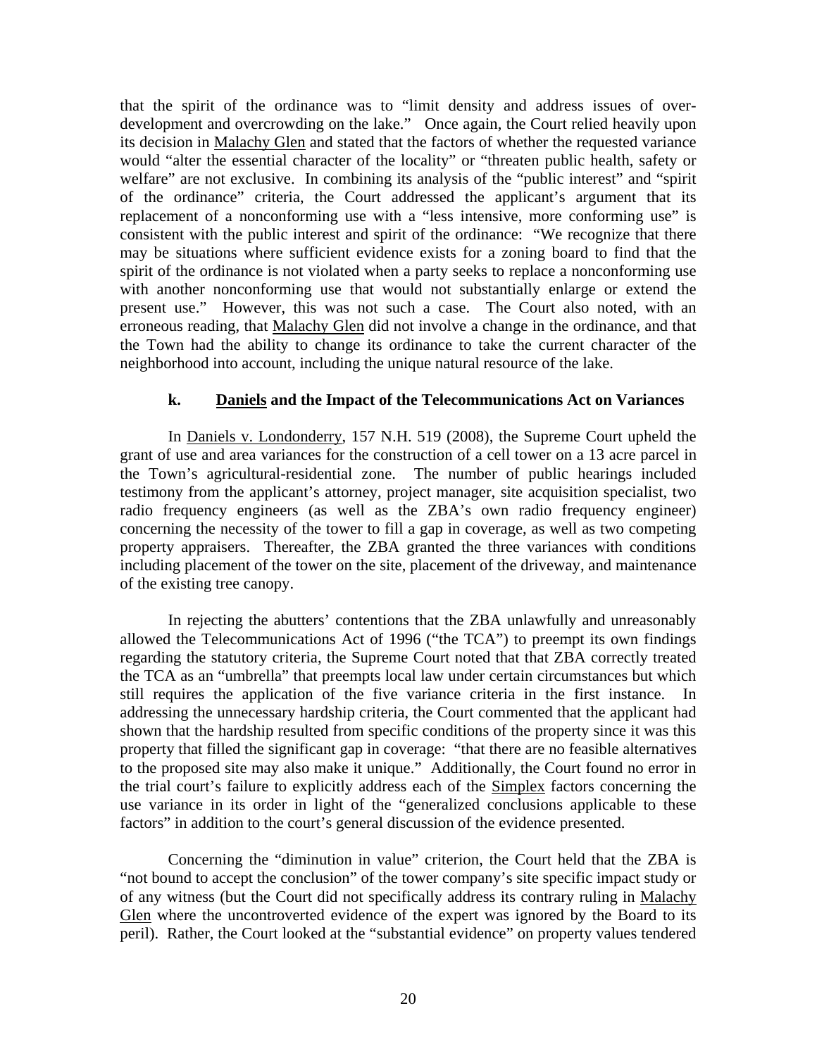that the spirit of the ordinance was to "limit density and address issues of over-development and overcrowding on the lake." Once again, the Court relied heavily upon its decision in Malachy Glen and stated that the factors of whether the requested variance would "alter the essential character of the locality" or "threaten public health, safety or welfare" are not exclusive. In combining its analysis of the "public interest" and "spirit of the ordinance" criteria, the Court addressed the applicant's argument that its replacement of a nonconforming use with a "less intensive, more conforming use" is consistent with the public interest and spirit of the ordinance: "We recognize that there may be situations where sufficient evidence exists for a zoning board to find that the spirit of the ordinance is not violated when a party seeks to replace a nonconforming use with another nonconforming use that would not substantially enlarge or extend the present use." However, this was not such a case. The Court also noted, with an erroneous reading, that Malachy Glen did not involve a change in the ordinance, and that the Town had the ability to change its ordinance to take the current character of the neighborhood into account, including the unique natural resource of the lake.

### k. Daniels and the Impact of the Telecommunications Act on Variances

In Daniels v. Londonderry, 157 N.H. 519 (2008), the Supreme Court upheld the grant of use and area variances for the construction of a cell tower on a 13 acre parcel in the Town's agricultural-residential zone. The number of public hearings included testimony from the applicant's attorney, project manager, site acquisition specialist, two radio frequency engineers (as well as the ZBA's own radio frequency engineer) concerning the necessity of the tower to fill a gap in coverage, as well as two competing property appraisers. Thereafter, the ZBA granted the three variances with conditions including placement of the tower on the site, placement of the driveway, and maintenance of the existing tree canopy.

In rejecting the abutters' contentions that the ZBA unlawfully and unreasonably allowed the Telecommunications Act of 1996 ("the TCA") to preempt its own findings regarding the statutory criteria, the Supreme Court noted that that ZBA correctly treated the TCA as an "umbrella" that preempts local law under certain circumstances but which still requires the application of the five variance criteria in the first instance. In addressing the unnecessary hardship criteria, the Court commented that the applicant had shown that the hardship resulted from specific conditions of the property since it was this property that filled the significant gap in coverage: "that there are no feasible alternatives to the proposed site may also make it unique." Additionally, the Court found no error in the trial court's failure to explicitly address each of the Simplex factors concerning the use variance in its order in light of the "generalized conclusions applicable to these factors" in addition to the court's general discussion of the evidence presented.

Concerning the "diminution in value" criterion, the Court held that the ZBA is "not bound to accept the conclusion" of the tower company's site specific impact study or of any witness (but the Court did not specifically address its contrary ruling in Malachy Glen where the uncontroverted evidence of the expert was ignored by the Board to its peril). Rather, the Court looked at the "substantial evidence" on property values tendered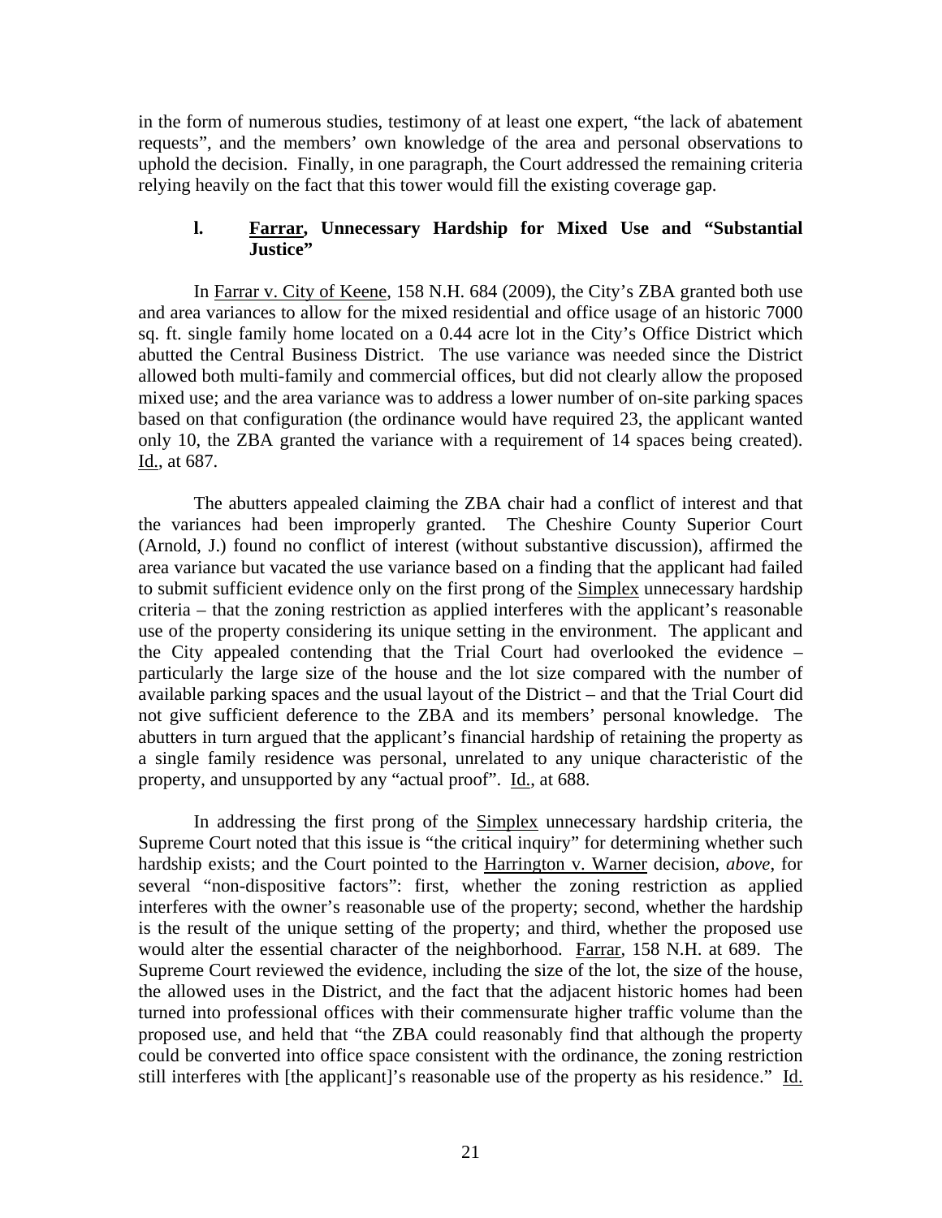in the form of numerous studies, testimony of at least one expert, "the lack of abatement requests", and the members' own knowledge of the area and personal observations to uphold the decision. Finally, in one paragraph, the Court addressed the remaining criteria relying heavily on the fact that this tower would fill the existing coverage gap.

### l. Farrar, Unnecessary Hardship for Mixed Use and "Substantial Justice"

In Farrar v. City of Keene, 158 N.H. 684 (2009), the City's ZBA granted both use and area variances to allow for the mixed residential and office usage of an historic 7000 sq. ft. single family home located on a 0.44 acre lot in the City's Office District which abutted the Central Business District. The use variance was needed since the District allowed both multi-family and commercial offices, but did not clearly allow the proposed mixed use; and the area variance was to address a lower number of on-site parking spaces based on that configuration (the ordinance would have required 23, the applicant wanted only 10, the ZBA granted the variance with a requirement of 14 spaces being created). Id., at 687.

The abutters appealed claiming the ZBA chair had a conflict of interest and that the variances had been improperly granted. The Cheshire County Superior Court (Arnold, J.) found no conflict of interest (without substantive discussion), affirmed the area variance but vacated the use variance based on a finding that the applicant had failed to submit sufficient evidence only on the first prong of the Simplex unnecessary hardship criteria – that the zoning restriction as applied interferes with the applicant's reasonable use of the property considering its unique setting in the environment. The applicant and the City appealed contending that the Trial Court had overlooked the evidence – particularly the large size of the house and the lot size compared with the number of available parking spaces and the usual layout of the District – and that the Trial Court did not give sufficient deference to the ZBA and its members' personal knowledge. The abutters in turn argued that the applicant's financial hardship of retaining the property as a single family residence was personal, unrelated to any unique characteristic of the property, and unsupported by any "actual proof". Id., at 688.

In addressing the first prong of the Simplex unnecessary hardship criteria, the Supreme Court noted that this issue is "the critical inquiry" for determining whether such hardship exists; and the Court pointed to the Harrington v. Warner decision, *above*, for several "non-dispositive factors": first, whether the zoning restriction as applied interferes with the owner's reasonable use of the property; second, whether the hardship is the result of the unique setting of the property; and third, whether the proposed use would alter the essential character of the neighborhood. Farrar, 158 N.H. at 689. The Supreme Court reviewed the evidence, including the size of the lot, the size of the house, the allowed uses in the District, and the fact that the adjacent historic homes had been turned into professional offices with their commensurate higher traffic volume than the proposed use, and held that "the ZBA could reasonably find that although the property could be converted into office space consistent with the ordinance, the zoning restriction still interferes with [the applicant]'s reasonable use of the property as his residence." Id.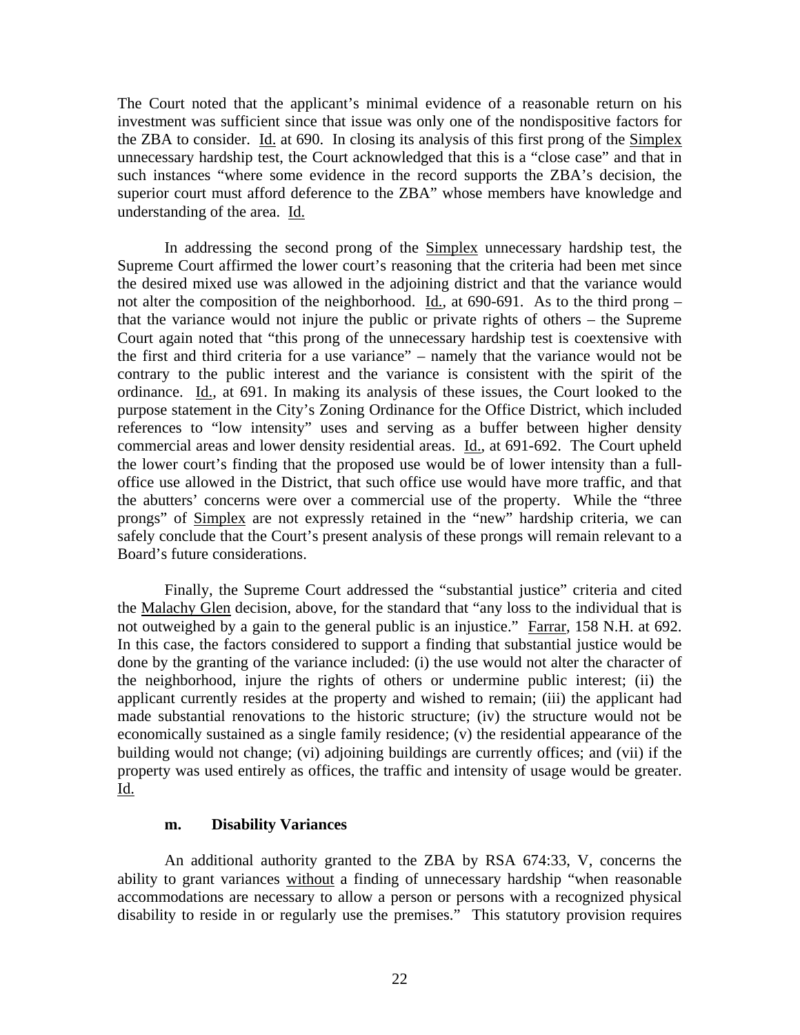The Court noted that the applicant's minimal evidence of a reasonable return on his investment was sufficient since that issue was only one of the nondispositive factors for the ZBA to consider. Id. at 690. In closing its analysis of this first prong of the Simplex unnecessary hardship test, the Court acknowledged that this is a "close case" and that in such instances "where some evidence in the record supports the ZBA's decision, the superior court must afford deference to the ZBA" whose members have knowledge and understanding of the area. Id.

In addressing the second prong of the Simplex unnecessary hardship test, the Supreme Court affirmed the lower court's reasoning that the criteria had been met since the desired mixed use was allowed in the adjoining district and that the variance would not alter the composition of the neighborhood. Id., at 690-691. As to the third prong – that the variance would not injure the public or private rights of others – the Supreme Court again noted that "this prong of the unnecessary hardship test is coextensive with the first and third criteria for a use variance" – namely that the variance would not be contrary to the public interest and the variance is consistent with the spirit of the ordinance. Id., at 691. In making its analysis of these issues, the Court looked to the purpose statement in the City's Zoning Ordinance for the Office District, which included references to "low intensity" uses and serving as a buffer between higher density commercial areas and lower density residential areas. Id., at 691-692. The Court upheld the lower court's finding that the proposed use would be of lower intensity than a full-office use allowed in the District, that such office use would have more traffic, and that the abutters' concerns were over a commercial use of the property. While the "three prongs" of Simplex are not expressly retained in the "new" hardship criteria, we can safely conclude that the Court's present analysis of these prongs will remain relevant to a Board's future considerations.

Finally, the Supreme Court addressed the "substantial justice" criteria and cited the Malachy Glen decision, above, for the standard that "any loss to the individual that is not outweighed by a gain to the general public is an injustice." Farrar, 158 N.H. at 692. In this case, the factors considered to support a finding that substantial justice would be done by the granting of the variance included: (i) the use would not alter the character of the neighborhood, injure the rights of others or undermine public interest; (ii) the applicant currently resides at the property and wished to remain; (iii) the applicant had made substantial renovations to the historic structure; (iv) the structure would not be economically sustained as a single family residence; (v) the residential appearance of the building would not change; (vi) adjoining buildings are currently offices; and (vii) if the property was used entirely as offices, the traffic and intensity of usage would be greater. Id.

### m. Disability Variances

An additional authority granted to the ZBA by RSA 674:33, V, concerns the ability to grant variances without a finding of unnecessary hardship "when reasonable accommodations are necessary to allow a person or persons with a recognized physical disability to reside in or regularly use the premises." This statutory provision requires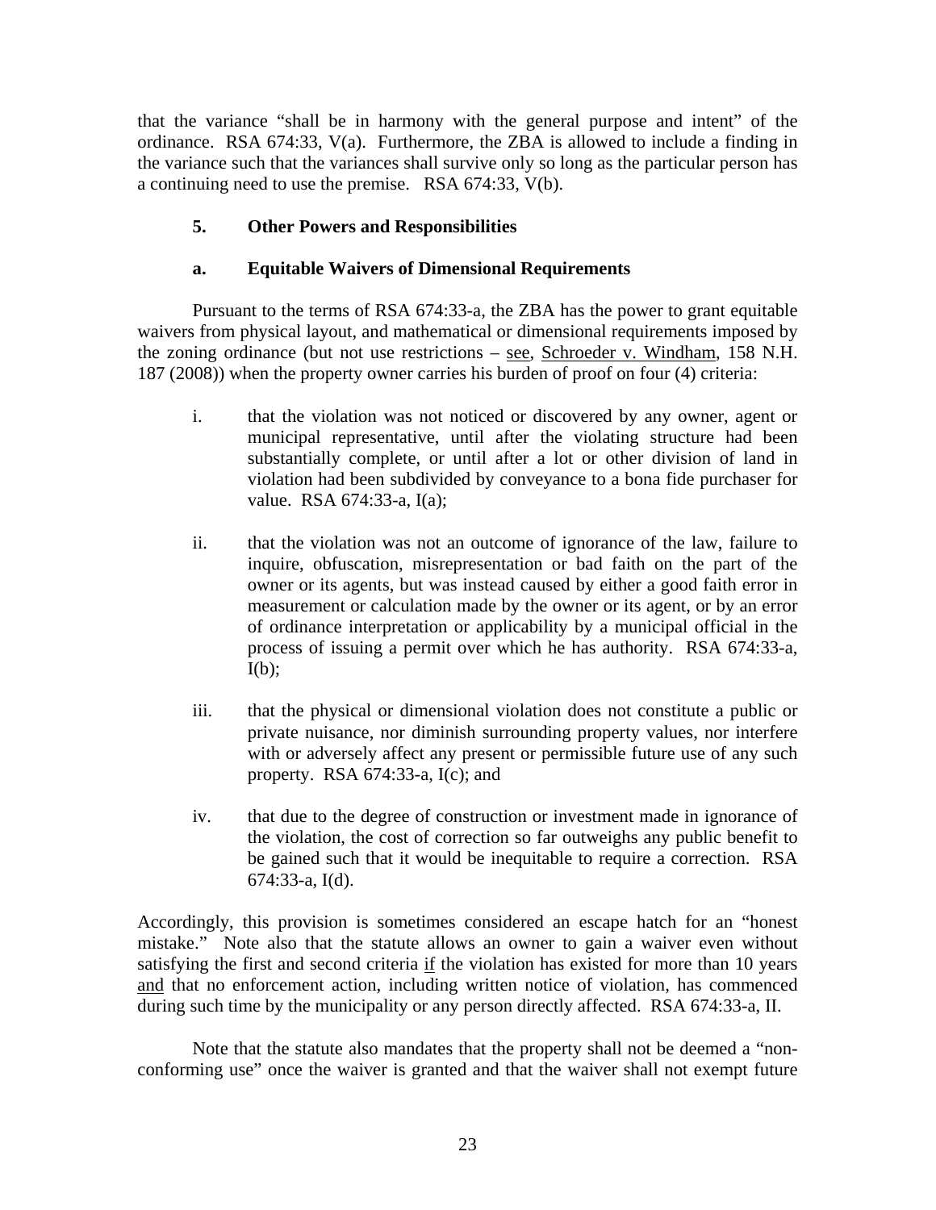that the variance "shall be in harmony with the general purpose and intent" of the ordinance. RSA 674:33, V(a). Furthermore, the ZBA is allowed to include a finding in the variance such that the variances shall survive only so long as the particular person has a continuing need to use the premise. RSA 674:33, V(b).

### 5. Other Powers and Responsibilities

#### a. Equitable Waivers of Dimensional Requirements

Pursuant to the terms of RSA 674:33-a, the ZBA has the power to grant equitable waivers from physical layout, and mathematical or dimensional requirements imposed by the zoning ordinance (but not use restrictions – see, Schroeder v. Windham, 158 N.H. 187 (2008)) when the property owner carries his burden of proof on four (4) criteria:

i. that the violation was not noticed or discovered by any owner, agent or municipal representative, until after the violating structure had been substantially complete, or until after a lot or other division of land in violation had been subdivided by conveyance to a bona fide purchaser for value. RSA 674:33-a, I(a);

ii. that the violation was not an outcome of ignorance of the law, failure to inquire, obfuscation, misrepresentation or bad faith on the part of the owner or its agents, but was instead caused by either a good faith error in measurement or calculation made by the owner or its agent, or by an error of ordinance interpretation or applicability by a municipal official in the process of issuing a permit over which he has authority. RSA 674:33-a, I(b);

iii. that the physical or dimensional violation does not constitute a public or private nuisance, nor diminish surrounding property values, nor interfere with or adversely affect any present or permissible future use of any such property. RSA 674:33-a, I(c); and

iv. that due to the degree of construction or investment made in ignorance of the violation, the cost of correction so far outweighs any public benefit to be gained such that it would be inequitable to require a correction. RSA 674:33-a, I(d).

Accordingly, this provision is sometimes considered an escape hatch for an "honest mistake." Note also that the statute allows an owner to gain a waiver even without satisfying the first and second criteria if the violation has existed for more than 10 years and that no enforcement action, including written notice of violation, has commenced during such time by the municipality or any person directly affected. RSA 674:33-a, II.

Note that the statute also mandates that the property shall not be deemed a "non-conforming use" once the waiver is granted and that the waiver shall not exempt future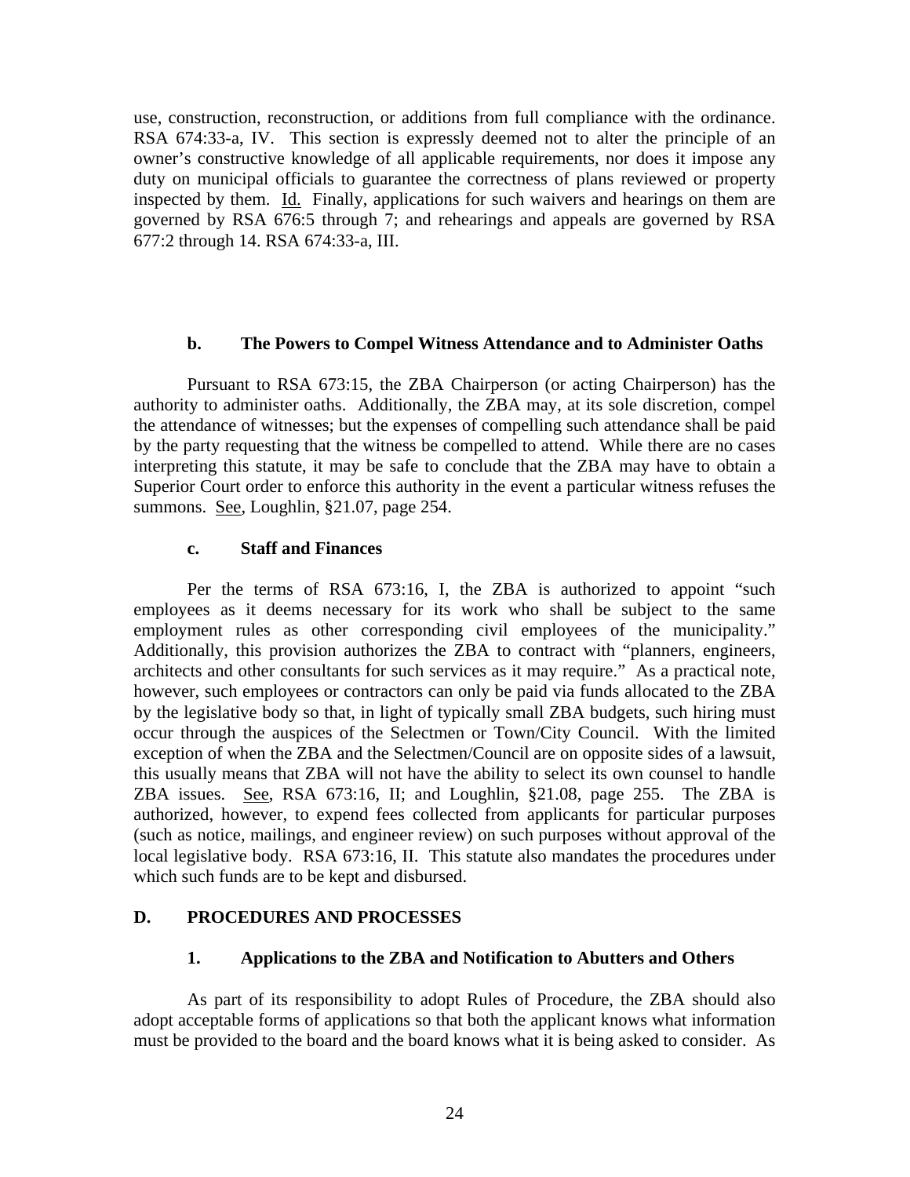use, construction, reconstruction, or additions from full compliance with the ordinance. RSA 674:33-a, IV. This section is expressly deemed not to alter the principle of an owner's constructive knowledge of all applicable requirements, nor does it impose any duty on municipal officials to guarantee the correctness of plans reviewed or property inspected by them. Id. Finally, applications for such waivers and hearings on them are governed by RSA 676:5 through 7; and rehearings and appeals are governed by RSA 677:2 through 14. RSA 674:33-a, III.

#### b. The Powers to Compel Witness Attendance and to Administer Oaths

Pursuant to RSA 673:15, the ZBA Chairperson (or acting Chairperson) has the authority to administer oaths. Additionally, the ZBA may, at its sole discretion, compel the attendance of witnesses; but the expenses of compelling such attendance shall be paid by the party requesting that the witness be compelled to attend. While there are no cases interpreting this statute, it may be safe to conclude that the ZBA may have to obtain a Superior Court order to enforce this authority in the event a particular witness refuses the summons. See, Loughlin, §21.07, page 254.

#### c. Staff and Finances

Per the terms of RSA 673:16, I, the ZBA is authorized to appoint "such employees as it deems necessary for its work who shall be subject to the same employment rules as other corresponding civil employees of the municipality." Additionally, this provision authorizes the ZBA to contract with "planners, engineers, architects and other consultants for such services as it may require." As a practical note, however, such employees or contractors can only be paid via funds allocated to the ZBA by the legislative body so that, in light of typically small ZBA budgets, such hiring must occur through the auspices of the Selectmen or Town/City Council. With the limited exception of when the ZBA and the Selectmen/Council are on opposite sides of a lawsuit, this usually means that ZBA will not have the ability to select its own counsel to handle ZBA issues. See, RSA 673:16, II; and Loughlin, §21.08, page 255. The ZBA is authorized, however, to expend fees collected from applicants for particular purposes (such as notice, mailings, and engineer review) on such purposes without approval of the local legislative body. RSA 673:16, II. This statute also mandates the procedures under which such funds are to be kept and disbursed.

## D. PROCEDURES AND PROCESSES

### 1. Applications to the ZBA and Notification to Abutters and Others

As part of its responsibility to adopt Rules of Procedure, the ZBA should also adopt acceptable forms of applications so that both the applicant knows what information must be provided to the board and the board knows what it is being asked to consider. As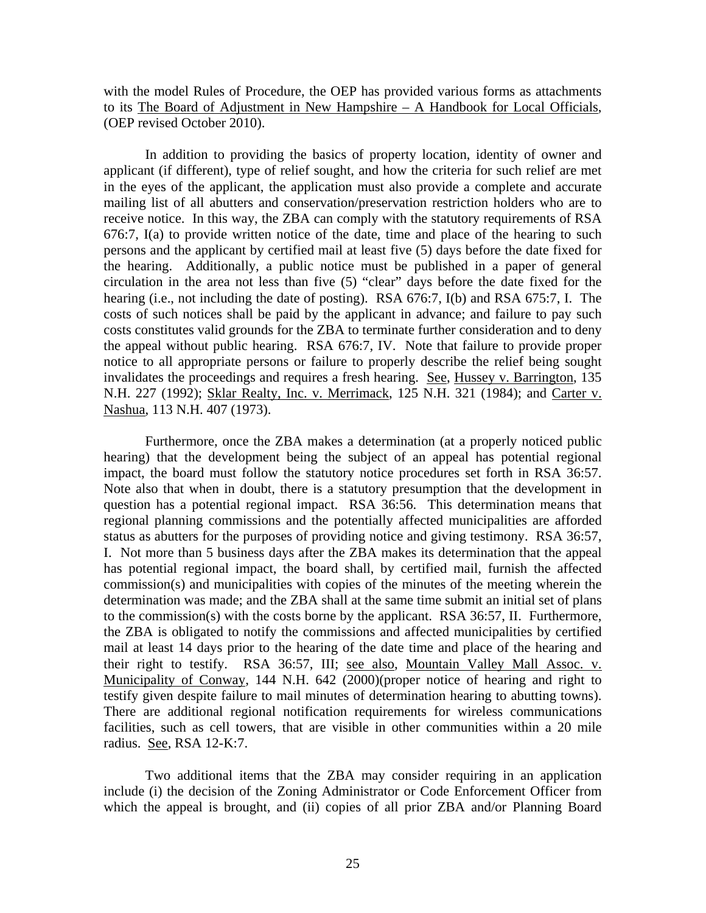with the model Rules of Procedure, the OEP has provided various forms as attachments to its The Board of Adjustment in New Hampshire – A Handbook for Local Officials, (OEP revised October 2010).

In addition to providing the basics of property location, identity of owner and applicant (if different), type of relief sought, and how the criteria for such relief are met in the eyes of the applicant, the application must also provide a complete and accurate mailing list of all abutters and conservation/preservation restriction holders who are to receive notice. In this way, the ZBA can comply with the statutory requirements of RSA 676:7, I(a) to provide written notice of the date, time and place of the hearing to such persons and the applicant by certified mail at least five (5) days before the date fixed for the hearing. Additionally, a public notice must be published in a paper of general circulation in the area not less than five (5) "clear" days before the date fixed for the hearing (i.e., not including the date of posting). RSA 676:7, I(b) and RSA 675:7, I. The costs of such notices shall be paid by the applicant in advance; and failure to pay such costs constitutes valid grounds for the ZBA to terminate further consideration and to deny the appeal without public hearing. RSA 676:7, IV. Note that failure to provide proper notice to all appropriate persons or failure to properly describe the relief being sought invalidates the proceedings and requires a fresh hearing. See, Hussey v. Barrington, 135 N.H. 227 (1992); Sklar Realty, Inc. v. Merrimack, 125 N.H. 321 (1984); and Carter v. Nashua, 113 N.H. 407 (1973).

Furthermore, once the ZBA makes a determination (at a properly noticed public hearing) that the development being the subject of an appeal has potential regional impact, the board must follow the statutory notice procedures set forth in RSA 36:57. Note also that when in doubt, there is a statutory presumption that the development in question has a potential regional impact. RSA 36:56. This determination means that regional planning commissions and the potentially affected municipalities are afforded status as abutters for the purposes of providing notice and giving testimony. RSA 36:57, I. Not more than 5 business days after the ZBA makes its determination that the appeal has potential regional impact, the board shall, by certified mail, furnish the affected commission(s) and municipalities with copies of the minutes of the meeting wherein the determination was made; and the ZBA shall at the same time submit an initial set of plans to the commission(s) with the costs borne by the applicant. RSA 36:57, II. Furthermore, the ZBA is obligated to notify the commissions and affected municipalities by certified mail at least 14 days prior to the hearing of the date time and place of the hearing and their right to testify. RSA 36:57, III; see also, Mountain Valley Mall Assoc. v. Municipality of Conway, 144 N.H. 642 (2000)(proper notice of hearing and right to testify given despite failure to mail minutes of determination hearing to abutting towns). There are additional regional notification requirements for wireless communications facilities, such as cell towers, that are visible in other communities within a 20 mile radius. See, RSA 12-K:7.

Two additional items that the ZBA may consider requiring in an application include (i) the decision of the Zoning Administrator or Code Enforcement Officer from which the appeal is brought, and (ii) copies of all prior ZBA and/or Planning Board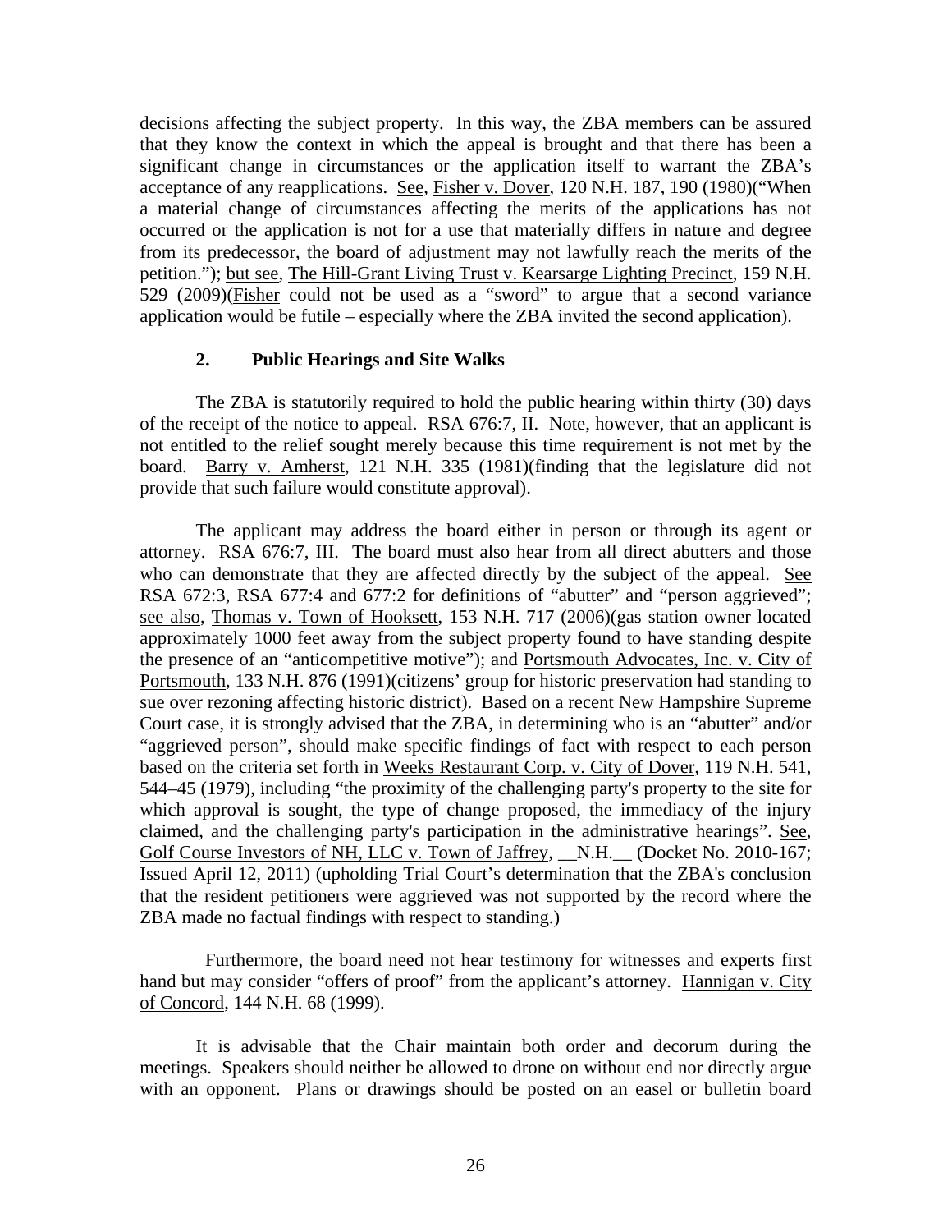decisions affecting the subject property. In this way, the ZBA members can be assured that they know the context in which the appeal is brought and that there has been a significant change in circumstances or the application itself to warrant the ZBA's acceptance of any reapplications. See, Fisher v. Dover, 120 N.H. 187, 190 (1980)("When a material change of circumstances affecting the merits of the applications has not occurred or the application is not for a use that materially differs in nature and degree from its predecessor, the board of adjustment may not lawfully reach the merits of the petition."); but see, The Hill-Grant Living Trust v. Kearsarge Lighting Precinct, 159 N.H. 529 (2009)(Fisher could not be used as a "sword" to argue that a second variance application would be futile – especially where the ZBA invited the second application).

### 2. Public Hearings and Site Walks

The ZBA is statutorily required to hold the public hearing within thirty (30) days of the receipt of the notice to appeal. RSA 676:7, II. Note, however, that an applicant is not entitled to the relief sought merely because this time requirement is not met by the board. Barry v. Amherst, 121 N.H. 335 (1981)(finding that the legislature did not provide that such failure would constitute approval).

The applicant may address the board either in person or through its agent or attorney. RSA 676:7, III. The board must also hear from all direct abutters and those who can demonstrate that they are affected directly by the subject of the appeal. See RSA 672:3, RSA 677:4 and 677:2 for definitions of "abutter" and "person aggrieved"; see also, Thomas v. Town of Hooksett, 153 N.H. 717 (2006)(gas station owner located approximately 1000 feet away from the subject property found to have standing despite the presence of an "anticompetitive motive"); and Portsmouth Advocates, Inc. v. City of Portsmouth, 133 N.H. 876 (1991)(citizens' group for historic preservation had standing to sue over rezoning affecting historic district). Based on a recent New Hampshire Supreme Court case, it is strongly advised that the ZBA, in determining who is an "abutter" and/or "aggrieved person", should make specific findings of fact with respect to each person based on the criteria set forth in Weeks Restaurant Corp. v. City of Dover, 119 N.H. 541, 544–45 (1979), including "the proximity of the challenging party's property to the site for which approval is sought, the type of change proposed, the immediacy of the injury claimed, and the challenging party's participation in the administrative hearings". See, Golf Course Investors of NH, LLC v. Town of Jaffrey, __N.H.__ (Docket No. 2010-167; Issued April 12, 2011) (upholding Trial Court's determination that the ZBA's conclusion that the resident petitioners were aggrieved was not supported by the record where the ZBA made no factual findings with respect to standing.)

Furthermore, the board need not hear testimony for witnesses and experts first hand but may consider "offers of proof" from the applicant's attorney. Hannigan v. City of Concord, 144 N.H. 68 (1999).

It is advisable that the Chair maintain both order and decorum during the meetings. Speakers should neither be allowed to drone on without end nor directly argue with an opponent. Plans or drawings should be posted on an easel or bulletin board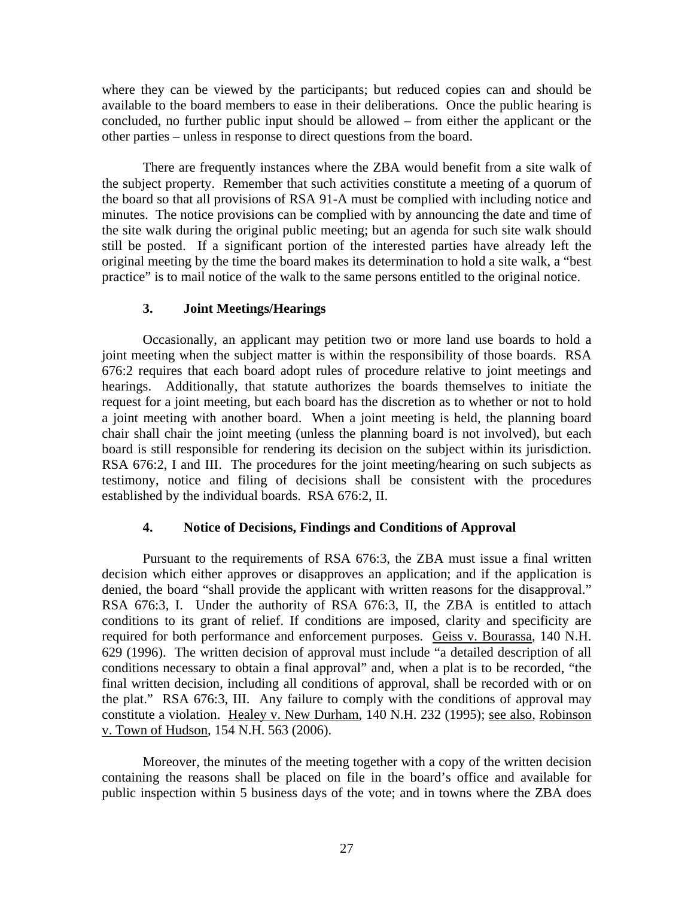where they can be viewed by the participants; but reduced copies can and should be available to the board members to ease in their deliberations. Once the public hearing is concluded, no further public input should be allowed – from either the applicant or the other parties – unless in response to direct questions from the board.

There are frequently instances where the ZBA would benefit from a site walk of the subject property. Remember that such activities constitute a meeting of a quorum of the board so that all provisions of RSA 91-A must be complied with including notice and minutes. The notice provisions can be complied with by announcing the date and time of the site walk during the original public meeting; but an agenda for such site walk should still be posted. If a significant portion of the interested parties have already left the original meeting by the time the board makes its determination to hold a site walk, a "best practice" is to mail notice of the walk to the same persons entitled to the original notice.

### 3. Joint Meetings/Hearings

Occasionally, an applicant may petition two or more land use boards to hold a joint meeting when the subject matter is within the responsibility of those boards. RSA 676:2 requires that each board adopt rules of procedure relative to joint meetings and hearings. Additionally, that statute authorizes the boards themselves to initiate the request for a joint meeting, but each board has the discretion as to whether or not to hold a joint meeting with another board. When a joint meeting is held, the planning board chair shall chair the joint meeting (unless the planning board is not involved), but each board is still responsible for rendering its decision on the subject within its jurisdiction. RSA 676:2, I and III. The procedures for the joint meeting/hearing on such subjects as testimony, notice and filing of decisions shall be consistent with the procedures established by the individual boards. RSA 676:2, II.

### 4. Notice of Decisions, Findings and Conditions of Approval

Pursuant to the requirements of RSA 676:3, the ZBA must issue a final written decision which either approves or disapproves an application; and if the application is denied, the board "shall provide the applicant with written reasons for the disapproval." RSA 676:3, I. Under the authority of RSA 676:3, II, the ZBA is entitled to attach conditions to its grant of relief. If conditions are imposed, clarity and specificity are required for both performance and enforcement purposes. Geiss v. Bourassa, 140 N.H. 629 (1996). The written decision of approval must include "a detailed description of all conditions necessary to obtain a final approval" and, when a plat is to be recorded, "the final written decision, including all conditions of approval, shall be recorded with or on the plat." RSA 676:3, III. Any failure to comply with the conditions of approval may constitute a violation. Healey v. New Durham, 140 N.H. 232 (1995); see also, Robinson v. Town of Hudson, 154 N.H. 563 (2006).

Moreover, the minutes of the meeting together with a copy of the written decision containing the reasons shall be placed on file in the board's office and available for public inspection within 5 business days of the vote; and in towns where the ZBA does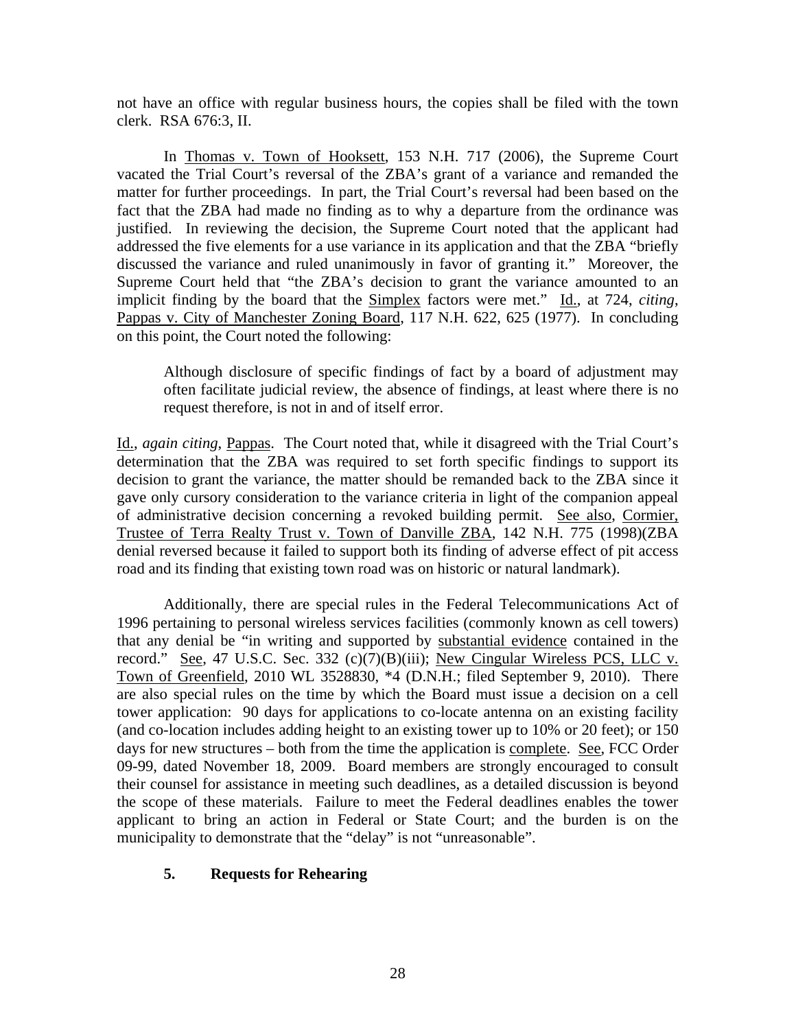not have an office with regular business hours, the copies shall be filed with the town clerk. RSA 676:3, II.

In Thomas v. Town of Hooksett, 153 N.H. 717 (2006), the Supreme Court vacated the Trial Court's reversal of the ZBA's grant of a variance and remanded the matter for further proceedings. In part, the Trial Court's reversal had been based on the fact that the ZBA had made no finding as to why a departure from the ordinance was justified. In reviewing the decision, the Supreme Court noted that the applicant had addressed the five elements for a use variance in its application and that the ZBA "briefly discussed the variance and ruled unanimously in favor of granting it." Moreover, the Supreme Court held that "the ZBA's decision to grant the variance amounted to an implicit finding by the board that the Simplex factors were met." Id., at 724, *citing*, Pappas v. City of Manchester Zoning Board, 117 N.H. 622, 625 (1977). In concluding on this point, the Court noted the following:

> Although disclosure of specific findings of fact by a board of adjustment may often facilitate judicial review, the absence of findings, at least where there is no request therefore, is not in and of itself error.

Id., *again citing*, Pappas. The Court noted that, while it disagreed with the Trial Court's determination that the ZBA was required to set forth specific findings to support its decision to grant the variance, the matter should be remanded back to the ZBA since it gave only cursory consideration to the variance criteria in light of the companion appeal of administrative decision concerning a revoked building permit. See also, Cormier, Trustee of Terra Realty Trust v. Town of Danville ZBA, 142 N.H. 775 (1998)(ZBA denial reversed because it failed to support both its finding of adverse effect of pit access road and its finding that existing town road was on historic or natural landmark).

Additionally, there are special rules in the Federal Telecommunications Act of 1996 pertaining to personal wireless services facilities (commonly known as cell towers) that any denial be "in writing and supported by substantial evidence contained in the record." See, 47 U.S.C. Sec. 332 (c)(7)(B)(iii); New Cingular Wireless PCS, LLC v. Town of Greenfield, 2010 WL 3528830, *4 (D.N.H.; filed September 9, 2010). There are also special rules on the time by which the Board must issue a decision on a cell tower application: 90 days for applications to co-locate antenna on an existing facility (and co-location includes adding height to an existing tower up to 10% or 20 feet); or 150 days for new structures – both from the time the application is complete. See, FCC Order 09-99, dated November 18, 2009. Board members are strongly encouraged to consult their counsel for assistance in meeting such deadlines, as a detailed discussion is beyond the scope of these materials. Failure to meet the Federal deadlines enables the tower applicant to bring an action in Federal or State Court; and the burden is on the municipality to demonstrate that the "delay" is not "unreasonable".

### 5. Requests for Rehearing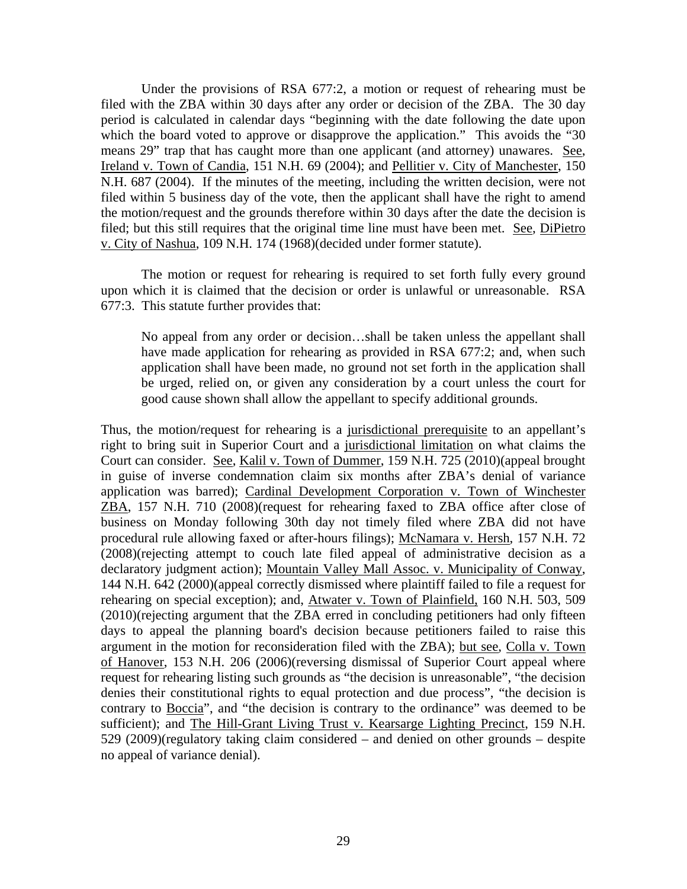Under the provisions of RSA 677:2, a motion or request of rehearing must be filed with the ZBA within 30 days after any order or decision of the ZBA. The 30 day period is calculated in calendar days "beginning with the date following the date upon which the board voted to approve or disapprove the application." This avoids the "30 means 29" trap that has caught more than one applicant (and attorney) unawares. See, Ireland v. Town of Candia, 151 N.H. 69 (2004); and Pellitier v. City of Manchester, 150 N.H. 687 (2004). If the minutes of the meeting, including the written decision, were not filed within 5 business day of the vote, then the applicant shall have the right to amend the motion/request and the grounds therefore within 30 days after the date the decision is filed; but this still requires that the original time line must have been met. See, DiPietro v. City of Nashua, 109 N.H. 174 (1968)(decided under former statute).

The motion or request for rehearing is required to set forth fully every ground upon which it is claimed that the decision or order is unlawful or unreasonable. RSA 677:3. This statute further provides that:

> No appeal from any order or decision…shall be taken unless the appellant shall have made application for rehearing as provided in RSA 677:2; and, when such application shall have been made, no ground not set forth in the application shall be urged, relied on, or given any consideration by a court unless the court for good cause shown shall allow the appellant to specify additional grounds.

Thus, the motion/request for rehearing is a jurisdictional prerequisite to an appellant's right to bring suit in Superior Court and a jurisdictional limitation on what claims the Court can consider. See, Kalil v. Town of Dummer, 159 N.H. 725 (2010)(appeal brought in guise of inverse condemnation claim six months after ZBA's denial of variance application was barred); Cardinal Development Corporation v. Town of Winchester ZBA, 157 N.H. 710 (2008)(request for rehearing faxed to ZBA office after close of business on Monday following 30th day not timely filed where ZBA did not have procedural rule allowing faxed or after-hours filings); McNamara v. Hersh, 157 N.H. 72 (2008)(rejecting attempt to couch late filed appeal of administrative decision as a declaratory judgment action); Mountain Valley Mall Assoc. v. Municipality of Conway, 144 N.H. 642 (2000)(appeal correctly dismissed where plaintiff failed to file a request for rehearing on special exception); and, Atwater v. Town of Plainfield, 160 N.H. 503, 509 (2010)(rejecting argument that the ZBA erred in concluding petitioners had only fifteen days to appeal the planning board's decision because petitioners failed to raise this argument in the motion for reconsideration filed with the ZBA); but see, Colla v. Town of Hanover, 153 N.H. 206 (2006)(reversing dismissal of Superior Court appeal where request for rehearing listing such grounds as "the decision is unreasonable", "the decision denies their constitutional rights to equal protection and due process", "the decision is contrary to Boccia", and "the decision is contrary to the ordinance" was deemed to be sufficient); and The Hill-Grant Living Trust v. Kearsarge Lighting Precinct, 159 N.H. 529 (2009)(regulatory taking claim considered – and denied on other grounds – despite no appeal of variance denial).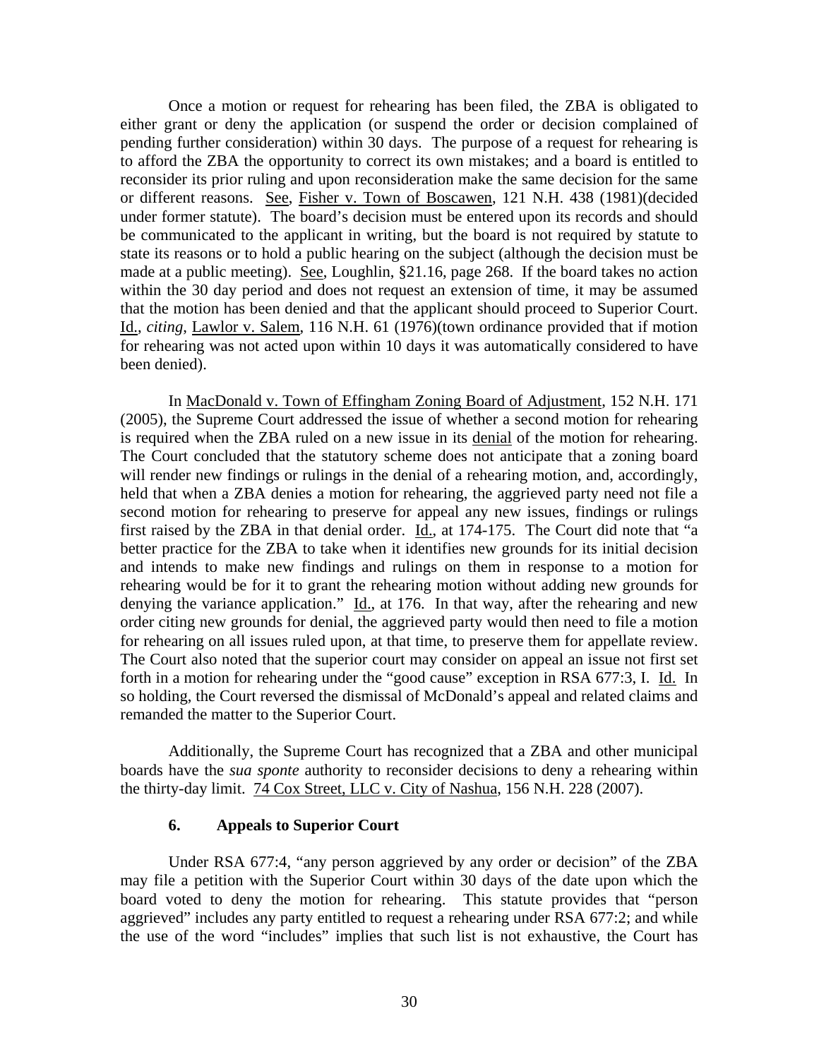Once a motion or request for rehearing has been filed, the ZBA is obligated to either grant or deny the application (or suspend the order or decision complained of pending further consideration) within 30 days. The purpose of a request for rehearing is to afford the ZBA the opportunity to correct its own mistakes; and a board is entitled to reconsider its prior ruling and upon reconsideration make the same decision for the same or different reasons. See, Fisher v. Town of Boscawen, 121 N.H. 438 (1981)(decided under former statute). The board's decision must be entered upon its records and should be communicated to the applicant in writing, but the board is not required by statute to state its reasons or to hold a public hearing on the subject (although the decision must be made at a public meeting). See, Loughlin, §21.16, page 268. If the board takes no action within the 30 day period and does not request an extension of time, it may be assumed that the motion has been denied and that the applicant should proceed to Superior Court. Id., *citing*, Lawlor v. Salem, 116 N.H. 61 (1976)(town ordinance provided that if motion for rehearing was not acted upon within 10 days it was automatically considered to have been denied).

In MacDonald v. Town of Effingham Zoning Board of Adjustment, 152 N.H. 171 (2005), the Supreme Court addressed the issue of whether a second motion for rehearing is required when the ZBA ruled on a new issue in its denial of the motion for rehearing. The Court concluded that the statutory scheme does not anticipate that a zoning board will render new findings or rulings in the denial of a rehearing motion, and, accordingly, held that when a ZBA denies a motion for rehearing, the aggrieved party need not file a second motion for rehearing to preserve for appeal any new issues, findings or rulings first raised by the ZBA in that denial order. Id., at 174-175. The Court did note that "a better practice for the ZBA to take when it identifies new grounds for its initial decision and intends to make new findings and rulings on them in response to a motion for rehearing would be for it to grant the rehearing motion without adding new grounds for denying the variance application." Id., at 176. In that way, after the rehearing and new order citing new grounds for denial, the aggrieved party would then need to file a motion for rehearing on all issues ruled upon, at that time, to preserve them for appellate review. The Court also noted that the superior court may consider on appeal an issue not first set forth in a motion for rehearing under the "good cause" exception in RSA 677:3, I. Id. In so holding, the Court reversed the dismissal of McDonald's appeal and related claims and remanded the matter to the Superior Court.

Additionally, the Supreme Court has recognized that a ZBA and other municipal boards have the *sua sponte* authority to reconsider decisions to deny a rehearing within the thirty-day limit. 74 Cox Street, LLC v. City of Nashua, 156 N.H. 228 (2007).

### 6. Appeals to Superior Court

Under RSA 677:4, "any person aggrieved by any order or decision" of the ZBA may file a petition with the Superior Court within 30 days of the date upon which the board voted to deny the motion for rehearing. This statute provides that "person aggrieved" includes any party entitled to request a rehearing under RSA 677:2; and while the use of the word "includes" implies that such list is not exhaustive, the Court has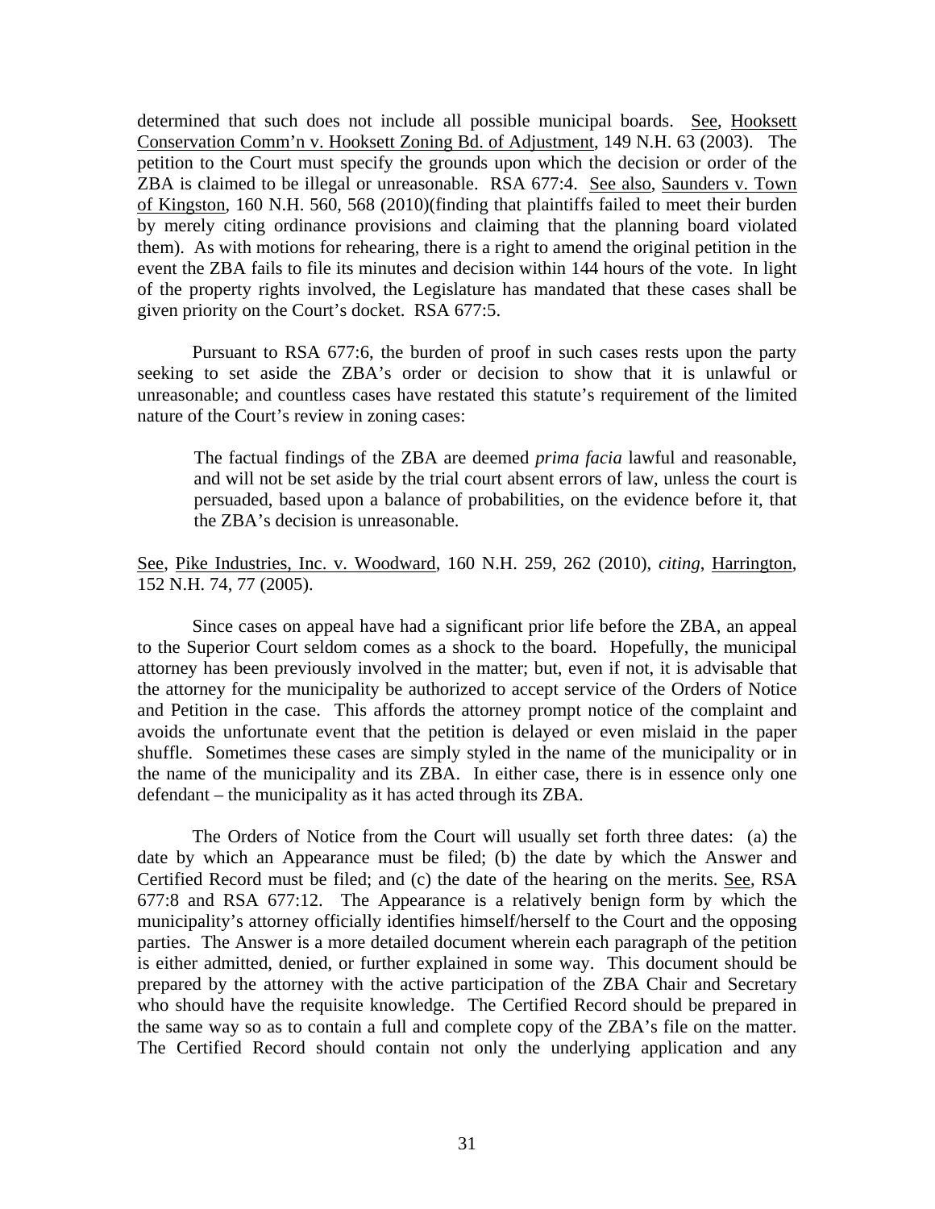determined that such does not include all possible municipal boards. See, Hooksett Conservation Comm'n v. Hooksett Zoning Bd. of Adjustment, 149 N.H. 63 (2003). The petition to the Court must specify the grounds upon which the decision or order of the ZBA is claimed to be illegal or unreasonable. RSA 677:4. See also, Saunders v. Town of Kingston, 160 N.H. 560, 568 (2010)(finding that plaintiffs failed to meet their burden by merely citing ordinance provisions and claiming that the planning board violated them). As with motions for rehearing, there is a right to amend the original petition in the event the ZBA fails to file its minutes and decision within 144 hours of the vote. In light of the property rights involved, the Legislature has mandated that these cases shall be given priority on the Court's docket. RSA 677:5.

Pursuant to RSA 677:6, the burden of proof in such cases rests upon the party seeking to set aside the ZBA's order or decision to show that it is unlawful or unreasonable; and countless cases have restated this statute's requirement of the limited nature of the Court's review in zoning cases:

> The factual findings of the ZBA are deemed *prima facia* lawful and reasonable, and will not be set aside by the trial court absent errors of law, unless the court is persuaded, based upon a balance of probabilities, on the evidence before it, that the ZBA's decision is unreasonable.

See, Pike Industries, Inc. v. Woodward, 160 N.H. 259, 262 (2010), *citing*, Harrington, 152 N.H. 74, 77 (2005).

Since cases on appeal have had a significant prior life before the ZBA, an appeal to the Superior Court seldom comes as a shock to the board. Hopefully, the municipal attorney has been previously involved in the matter; but, even if not, it is advisable that the attorney for the municipality be authorized to accept service of the Orders of Notice and Petition in the case. This affords the attorney prompt notice of the complaint and avoids the unfortunate event that the petition is delayed or even mislaid in the paper shuffle. Sometimes these cases are simply styled in the name of the municipality or in the name of the municipality and its ZBA. In either case, there is in essence only one defendant – the municipality as it has acted through its ZBA.

The Orders of Notice from the Court will usually set forth three dates: (a) the date by which an Appearance must be filed; (b) the date by which the Answer and Certified Record must be filed; and (c) the date of the hearing on the merits. See, RSA 677:8 and RSA 677:12. The Appearance is a relatively benign form by which the municipality's attorney officially identifies himself/herself to the Court and the opposing parties. The Answer is a more detailed document wherein each paragraph of the petition is either admitted, denied, or further explained in some way. This document should be prepared by the attorney with the active participation of the ZBA Chair and Secretary who should have the requisite knowledge. The Certified Record should be prepared in the same way so as to contain a full and complete copy of the ZBA's file on the matter. The Certified Record should contain not only the underlying application and any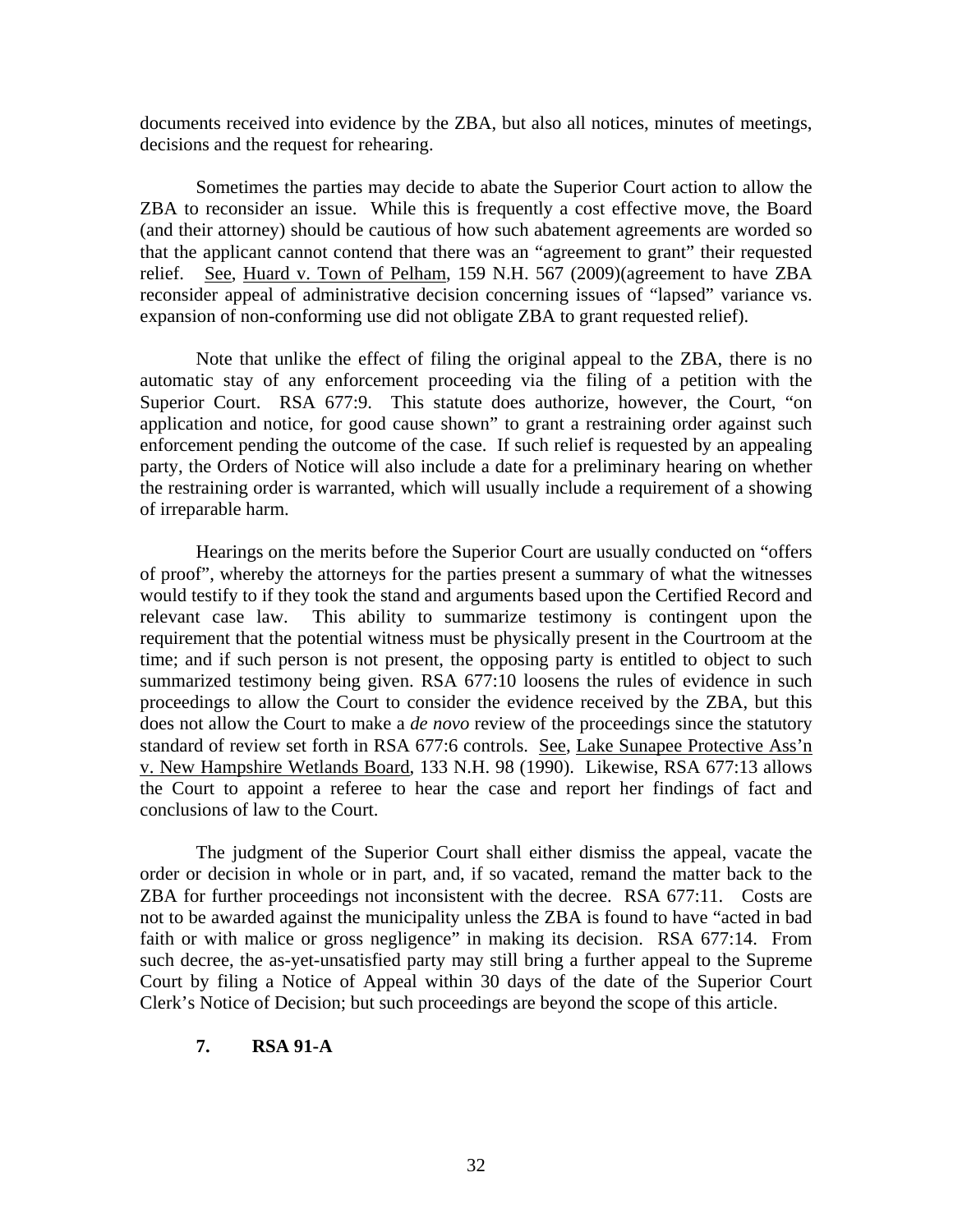documents received into evidence by the ZBA, but also all notices, minutes of meetings, decisions and the request for rehearing.

Sometimes the parties may decide to abate the Superior Court action to allow the ZBA to reconsider an issue. While this is frequently a cost effective move, the Board (and their attorney) should be cautious of how such abatement agreements are worded so that the applicant cannot contend that there was an "agreement to grant" their requested relief. See, Huard v. Town of Pelham, 159 N.H. 567 (2009)(agreement to have ZBA reconsider appeal of administrative decision concerning issues of "lapsed" variance vs. expansion of non-conforming use did not obligate ZBA to grant requested relief).

Note that unlike the effect of filing the original appeal to the ZBA, there is no automatic stay of any enforcement proceeding via the filing of a petition with the Superior Court. RSA 677:9. This statute does authorize, however, the Court, "on application and notice, for good cause shown" to grant a restraining order against such enforcement pending the outcome of the case. If such relief is requested by an appealing party, the Orders of Notice will also include a date for a preliminary hearing on whether the restraining order is warranted, which will usually include a requirement of a showing of irreparable harm.

Hearings on the merits before the Superior Court are usually conducted on "offers of proof", whereby the attorneys for the parties present a summary of what the witnesses would testify to if they took the stand and arguments based upon the Certified Record and relevant case law. This ability to summarize testimony is contingent upon the requirement that the potential witness must be physically present in the Courtroom at the time; and if such person is not present, the opposing party is entitled to object to such summarized testimony being given. RSA 677:10 loosens the rules of evidence in such proceedings to allow the Court to consider the evidence received by the ZBA, but this does not allow the Court to make a *de novo* review of the proceedings since the statutory standard of review set forth in RSA 677:6 controls. See, Lake Sunapee Protective Ass'n v. New Hampshire Wetlands Board, 133 N.H. 98 (1990). Likewise, RSA 677:13 allows the Court to appoint a referee to hear the case and report her findings of fact and conclusions of law to the Court.

The judgment of the Superior Court shall either dismiss the appeal, vacate the order or decision in whole or in part, and, if so vacated, remand the matter back to the ZBA for further proceedings not inconsistent with the decree. RSA 677:11. Costs are not to be awarded against the municipality unless the ZBA is found to have "acted in bad faith or with malice or gross negligence" in making its decision. RSA 677:14. From such decree, the as-yet-unsatisfied party may still bring a further appeal to the Supreme Court by filing a Notice of Appeal within 30 days of the date of the Superior Court Clerk's Notice of Decision; but such proceedings are beyond the scope of this article.

### 7. RSA 91-A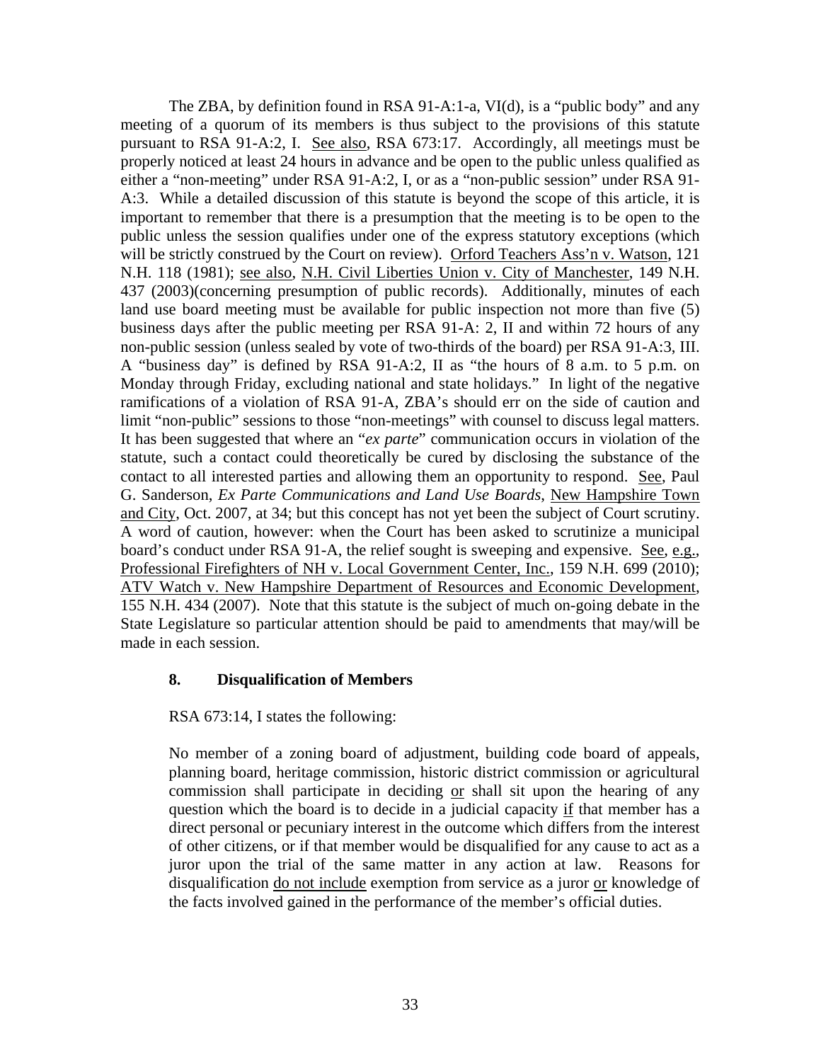The ZBA, by definition found in RSA 91-A:1-a, VI(d), is a "public body" and any meeting of a quorum of its members is thus subject to the provisions of this statute pursuant to RSA 91-A:2, I. See also, RSA 673:17. Accordingly, all meetings must be properly noticed at least 24 hours in advance and be open to the public unless qualified as either a "non-meeting" under RSA 91-A:2, I, or as a "non-public session" under RSA 91-A:3. While a detailed discussion of this statute is beyond the scope of this article, it is important to remember that there is a presumption that the meeting is to be open to the public unless the session qualifies under one of the express statutory exceptions (which will be strictly construed by the Court on review). Orford Teachers Ass'n v. Watson, 121 N.H. 118 (1981); see also, N.H. Civil Liberties Union v. City of Manchester, 149 N.H. 437 (2003)(concerning presumption of public records). Additionally, minutes of each land use board meeting must be available for public inspection not more than five (5) business days after the public meeting per RSA 91-A: 2, II and within 72 hours of any non-public session (unless sealed by vote of two-thirds of the board) per RSA 91-A:3, III. A "business day" is defined by RSA 91-A:2, II as "the hours of 8 a.m. to 5 p.m. on Monday through Friday, excluding national and state holidays." In light of the negative ramifications of a violation of RSA 91-A, ZBA's should err on the side of caution and limit "non-public" sessions to those "non-meetings" with counsel to discuss legal matters. It has been suggested that where an "*ex parte*" communication occurs in violation of the statute, such a contact could theoretically be cured by disclosing the substance of the contact to all interested parties and allowing them an opportunity to respond. See, Paul G. Sanderson, *Ex Parte Communications and Land Use Boards*, New Hampshire Town and City, Oct. 2007, at 34; but this concept has not yet been the subject of Court scrutiny. A word of caution, however: when the Court has been asked to scrutinize a municipal board's conduct under RSA 91-A, the relief sought is sweeping and expensive. See, e.g., Professional Firefighters of NH v. Local Government Center, Inc., 159 N.H. 699 (2010); ATV Watch v. New Hampshire Department of Resources and Economic Development, 155 N.H. 434 (2007). Note that this statute is the subject of much on-going debate in the State Legislature so particular attention should be paid to amendments that may/will be made in each session.

### 8. Disqualification of Members

RSA 673:14, I states the following:

> No member of a zoning board of adjustment, building code board of appeals, planning board, heritage commission, historic district commission or agricultural commission shall participate in deciding or shall sit upon the hearing of any question which the board is to decide in a judicial capacity if that member has a direct personal or pecuniary interest in the outcome which differs from the interest of other citizens, or if that member would be disqualified for any cause to act as a juror upon the trial of the same matter in any action at law. Reasons for disqualification do not include exemption from service as a juror or knowledge of the facts involved gained in the performance of the member's official duties.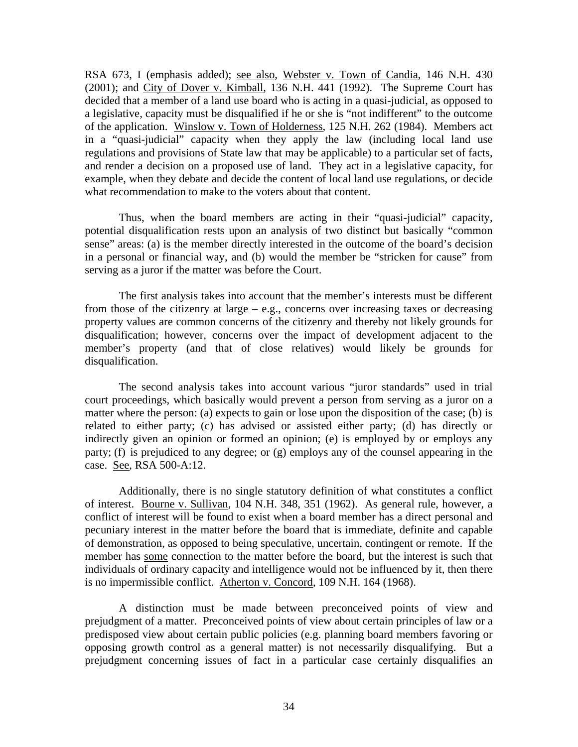RSA 673, I (emphasis added); see also, Webster v. Town of Candia, 146 N.H. 430 (2001); and City of Dover v. Kimball, 136 N.H. 441 (1992). The Supreme Court has decided that a member of a land use board who is acting in a quasi-judicial, as opposed to a legislative, capacity must be disqualified if he or she is "not indifferent" to the outcome of the application. Winslow v. Town of Holderness, 125 N.H. 262 (1984). Members act in a "quasi-judicial" capacity when they apply the law (including local land use regulations and provisions of State law that may be applicable) to a particular set of facts, and render a decision on a proposed use of land. They act in a legislative capacity, for example, when they debate and decide the content of local land use regulations, or decide what recommendation to make to the voters about that content.

Thus, when the board members are acting in their "quasi-judicial" capacity, potential disqualification rests upon an analysis of two distinct but basically "common sense" areas: (a) is the member directly interested in the outcome of the board's decision in a personal or financial way, and (b) would the member be "stricken for cause" from serving as a juror if the matter was before the Court.

The first analysis takes into account that the member's interests must be different from those of the citizenry at large – e.g., concerns over increasing taxes or decreasing property values are common concerns of the citizenry and thereby not likely grounds for disqualification; however, concerns over the impact of development adjacent to the member's property (and that of close relatives) would likely be grounds for disqualification.

The second analysis takes into account various "juror standards" used in trial court proceedings, which basically would prevent a person from serving as a juror on a matter where the person: (a) expects to gain or lose upon the disposition of the case; (b) is related to either party; (c) has advised or assisted either party; (d) has directly or indirectly given an opinion or formed an opinion; (e) is employed by or employs any party; (f) is prejudiced to any degree; or (g) employs any of the counsel appearing in the case. See, RSA 500-A:12.

Additionally, there is no single statutory definition of what constitutes a conflict of interest. Bourne v. Sullivan, 104 N.H. 348, 351 (1962). As general rule, however, a conflict of interest will be found to exist when a board member has a direct personal and pecuniary interest in the matter before the board that is immediate, definite and capable of demonstration, as opposed to being speculative, uncertain, contingent or remote. If the member has some connection to the matter before the board, but the interest is such that individuals of ordinary capacity and intelligence would not be influenced by it, then there is no impermissible conflict. Atherton v. Concord, 109 N.H. 164 (1968).

A distinction must be made between preconceived points of view and prejudgment of a matter. Preconceived points of view about certain principles of law or a predisposed view about certain public policies (e.g. planning board members favoring or opposing growth control as a general matter) is not necessarily disqualifying. But a prejudgment concerning issues of fact in a particular case certainly disqualifies an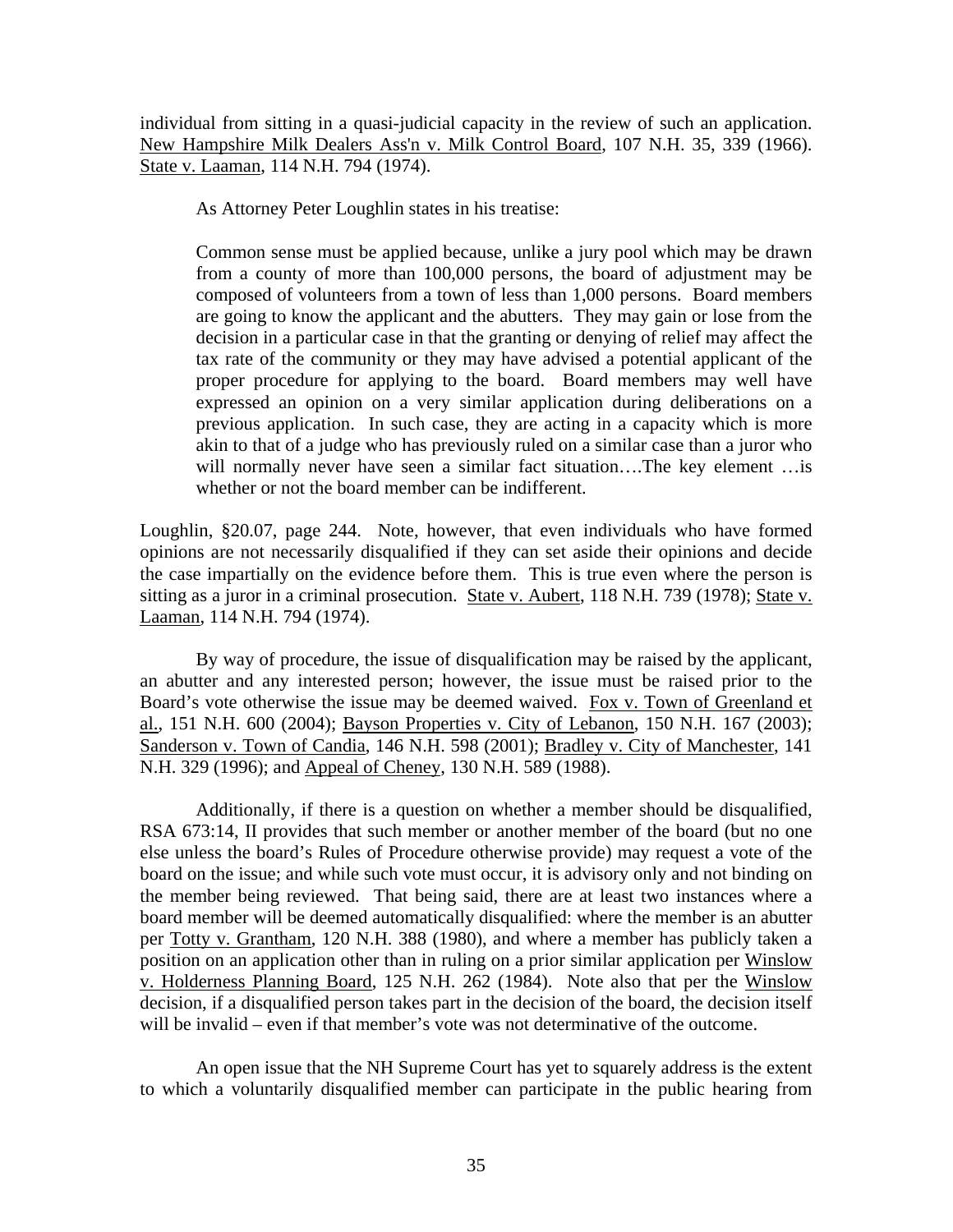individual from sitting in a quasi-judicial capacity in the review of such an application. New Hampshire Milk Dealers Ass'n v. Milk Control Board, 107 N.H. 35, 339 (1966). State v. Laaman, 114 N.H. 794 (1974).

As Attorney Peter Loughlin states in his treatise:

> Common sense must be applied because, unlike a jury pool which may be drawn from a county of more than 100,000 persons, the board of adjustment may be composed of volunteers from a town of less than 1,000 persons. Board members are going to know the applicant and the abutters. They may gain or lose from the decision in a particular case in that the granting or denying of relief may affect the tax rate of the community or they may have advised a potential applicant of the proper procedure for applying to the board. Board members may well have expressed an opinion on a very similar application during deliberations on a previous application. In such case, they are acting in a capacity which is more akin to that of a judge who has previously ruled on a similar case than a juror who will normally never have seen a similar fact situation….The key element …is whether or not the board member can be indifferent.

Loughlin, §20.07, page 244. Note, however, that even individuals who have formed opinions are not necessarily disqualified if they can set aside their opinions and decide the case impartially on the evidence before them. This is true even where the person is sitting as a juror in a criminal prosecution. State v. Aubert, 118 N.H. 739 (1978); State v. Laaman, 114 N.H. 794 (1974).

By way of procedure, the issue of disqualification may be raised by the applicant, an abutter and any interested person; however, the issue must be raised prior to the Board's vote otherwise the issue may be deemed waived. Fox v. Town of Greenland et al., 151 N.H. 600 (2004); Bayson Properties v. City of Lebanon, 150 N.H. 167 (2003); Sanderson v. Town of Candia, 146 N.H. 598 (2001); Bradley v. City of Manchester, 141 N.H. 329 (1996); and Appeal of Cheney, 130 N.H. 589 (1988).

Additionally, if there is a question on whether a member should be disqualified, RSA 673:14, II provides that such member or another member of the board (but no one else unless the board's Rules of Procedure otherwise provide) may request a vote of the board on the issue; and while such vote must occur, it is advisory only and not binding on the member being reviewed. That being said, there are at least two instances where a board member will be deemed automatically disqualified: where the member is an abutter per Totty v. Grantham, 120 N.H. 388 (1980), and where a member has publicly taken a position on an application other than in ruling on a prior similar application per Winslow v. Holderness Planning Board, 125 N.H. 262 (1984). Note also that per the Winslow decision, if a disqualified person takes part in the decision of the board, the decision itself will be invalid – even if that member's vote was not determinative of the outcome.

An open issue that the NH Supreme Court has yet to squarely address is the extent to which a voluntarily disqualified member can participate in the public hearing from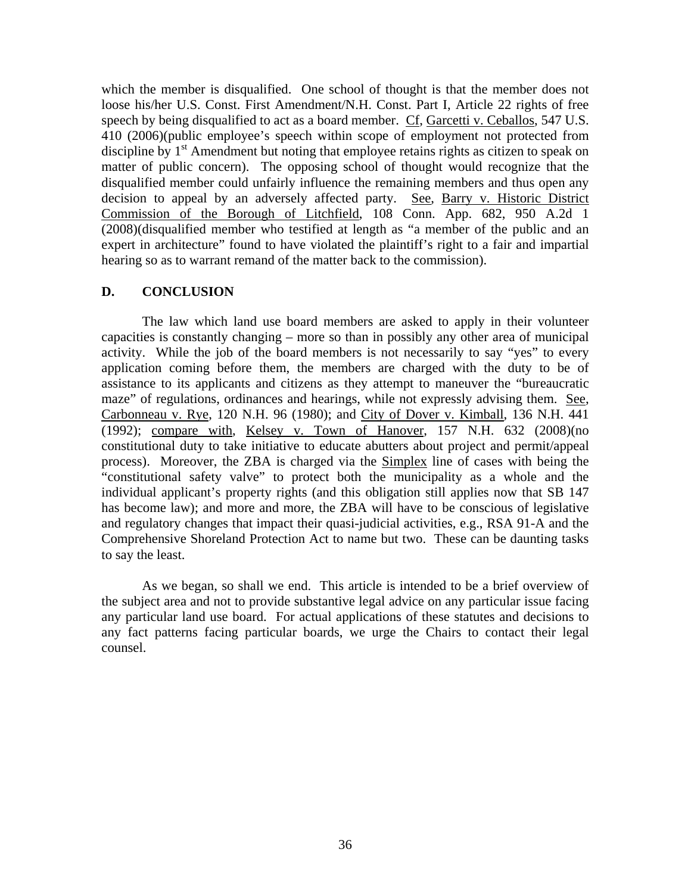which the member is disqualified. One school of thought is that the member does not loose his/her U.S. Const. First Amendment/N.H. Const. Part I, Article 22 rights of free speech by being disqualified to act as a board member. Cf, Garcetti v. Ceballos, 547 U.S. 410 (2006)(public employee's speech within scope of employment not protected from discipline by 1st Amendment but noting that employee retains rights as citizen to speak on matter of public concern). The opposing school of thought would recognize that the disqualified member could unfairly influence the remaining members and thus open any decision to appeal by an adversely affected party. See, Barry v. Historic District Commission of the Borough of Litchfield, 108 Conn. App. 682, 950 A.2d 1 (2008)(disqualified member who testified at length as "a member of the public and an expert in architecture" found to have violated the plaintiff's right to a fair and impartial hearing so as to warrant remand of the matter back to the commission).

## D. CONCLUSION

The law which land use board members are asked to apply in their volunteer capacities is constantly changing – more so than in possibly any other area of municipal activity. While the job of the board members is not necessarily to say "yes" to every application coming before them, the members are charged with the duty to be of assistance to its applicants and citizens as they attempt to maneuver the "bureaucratic maze" of regulations, ordinances and hearings, while not expressly advising them. See, Carbonneau v. Rye, 120 N.H. 96 (1980); and City of Dover v. Kimball, 136 N.H. 441 (1992); compare with, Kelsey v. Town of Hanover, 157 N.H. 632 (2008)(no constitutional duty to take initiative to educate abutters about project and permit/appeal process). Moreover, the ZBA is charged via the Simplex line of cases with being the "constitutional safety valve" to protect both the municipality as a whole and the individual applicant's property rights (and this obligation still applies now that SB 147 has become law); and more and more, the ZBA will have to be conscious of legislative and regulatory changes that impact their quasi-judicial activities, e.g., RSA 91-A and the Comprehensive Shoreland Protection Act to name but two. These can be daunting tasks to say the least.

As we began, so shall we end. This article is intended to be a brief overview of the subject area and not to provide substantive legal advice on any particular issue facing any particular land use board. For actual applications of these statutes and decisions to any fact patterns facing particular boards, we urge the Chairs to contact their legal counsel.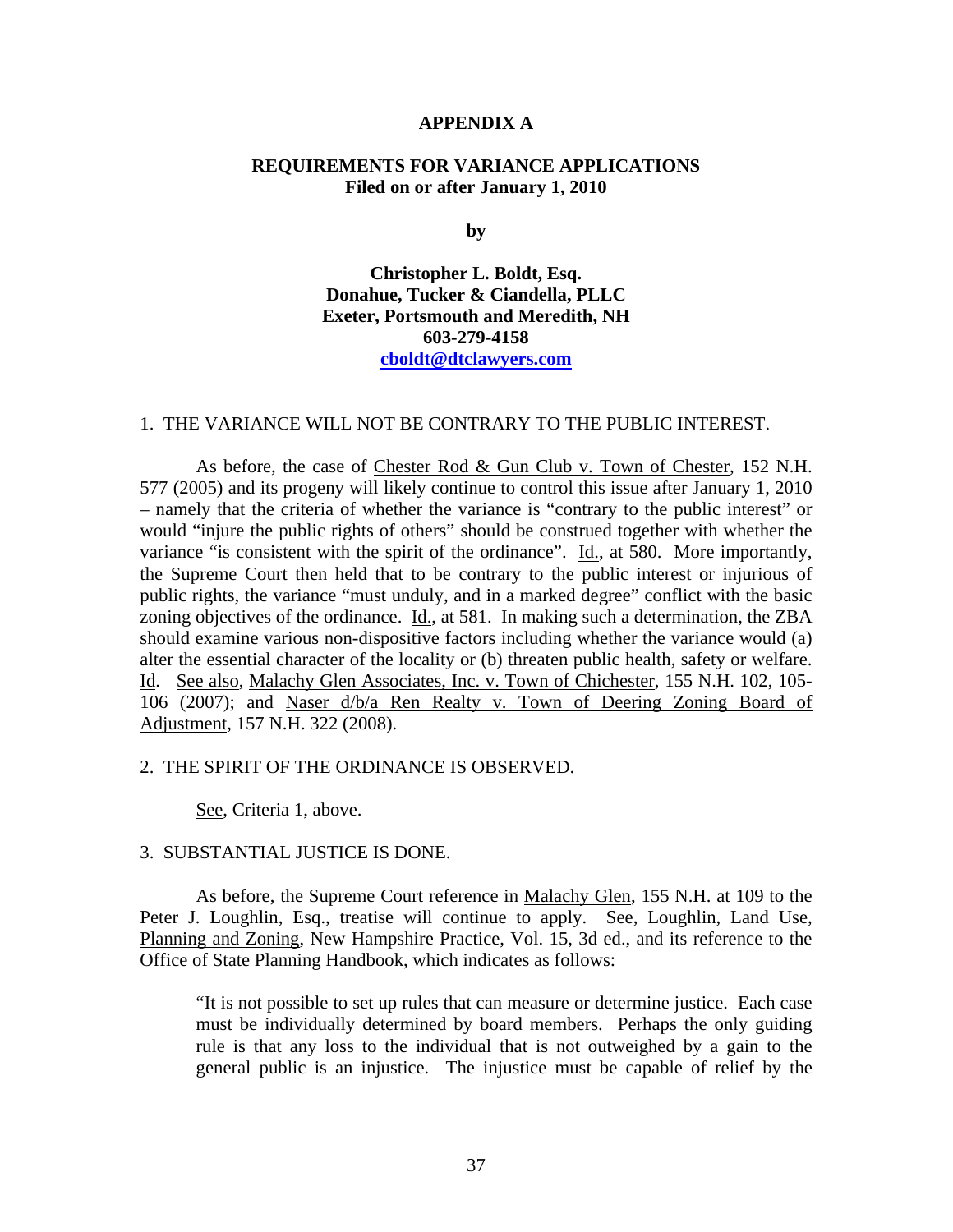**APPENDIX A**

**REQUIREMENTS FOR VARIANCE APPLICATIONS**
**Filed on or after January 1, 2010**

**by**

**Christopher L. Boldt, Esq.**
**Donahue, Tucker & Ciandella, PLLC**
**Exeter, Portsmouth and Meredith, NH**
**603-279-4158**
**cboldt@dtclawyers.com**

1. THE VARIANCE WILL NOT BE CONTRARY TO THE PUBLIC INTEREST.

As before, the case of Chester Rod & Gun Club v. Town of Chester, 152 N.H. 577 (2005) and its progeny will likely continue to control this issue after January 1, 2010 – namely that the criteria of whether the variance is "contrary to the public interest" or would "injure the public rights of others" should be construed together with whether the variance "is consistent with the spirit of the ordinance". Id., at 580. More importantly, the Supreme Court then held that to be contrary to the public interest or injurious of public rights, the variance "must unduly, and in a marked degree" conflict with the basic zoning objectives of the ordinance. Id., at 581. In making such a determination, the ZBA should examine various non-dispositive factors including whether the variance would (a) alter the essential character of the locality or (b) threaten public health, safety or welfare. Id. See also, Malachy Glen Associates, Inc. v. Town of Chichester, 155 N.H. 102, 105-106 (2007); and Naser d/b/a Ren Realty v. Town of Deering Zoning Board of Adjustment, 157 N.H. 322 (2008).

2. THE SPIRIT OF THE ORDINANCE IS OBSERVED.

See, Criteria 1, above.

3. SUBSTANTIAL JUSTICE IS DONE.

As before, the Supreme Court reference in Malachy Glen, 155 N.H. at 109 to the Peter J. Loughlin, Esq., treatise will continue to apply. See, Loughlin, Land Use, Planning and Zoning, New Hampshire Practice, Vol. 15, 3d ed., and its reference to the Office of State Planning Handbook, which indicates as follows:

> "It is not possible to set up rules that can measure or determine justice. Each case must be individually determined by board members. Perhaps the only guiding rule is that any loss to the individual that is not outweighed by a gain to the general public is an injustice. The injustice must be capable of relief by the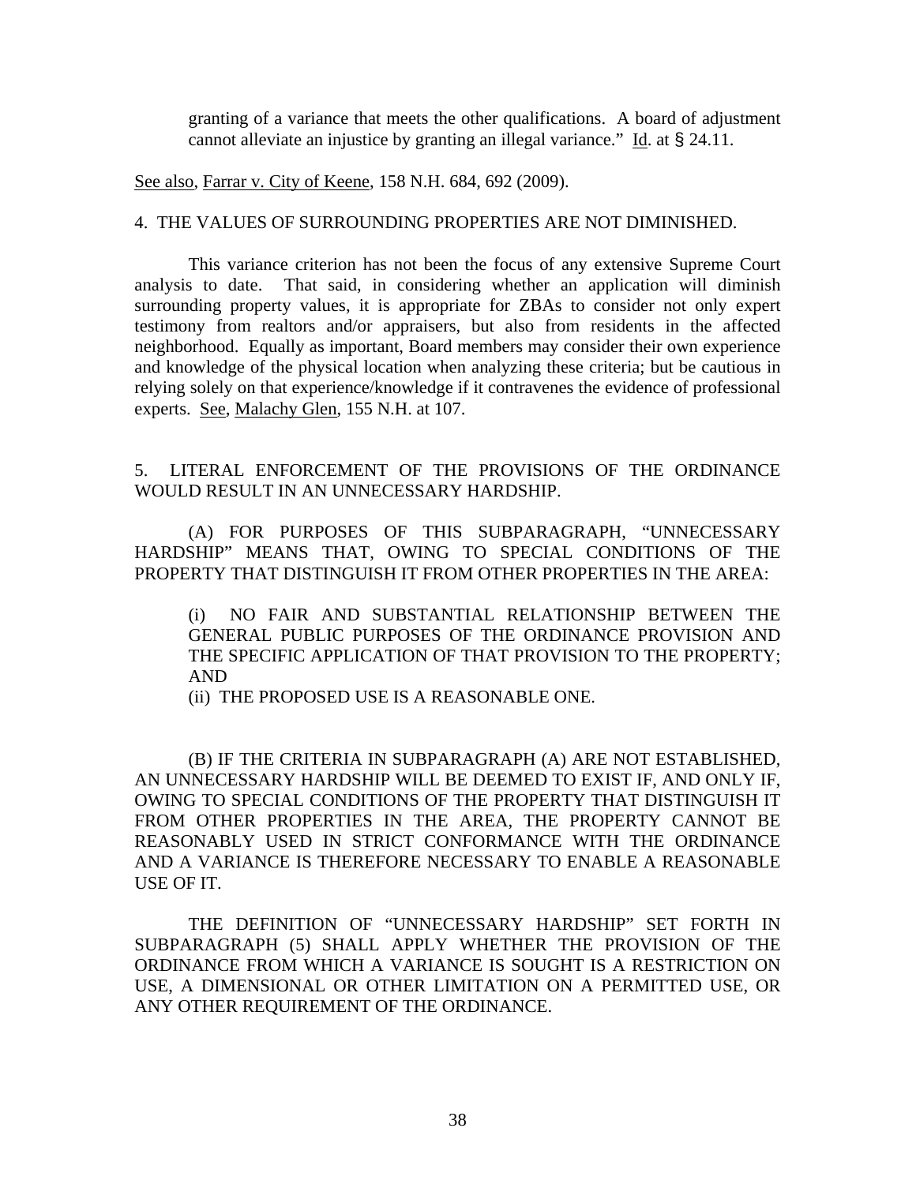> granting of a variance that meets the other qualifications. A board of adjustment cannot alleviate an injustice by granting an illegal variance." Id. at § 24.11.

See also, Farrar v. City of Keene, 158 N.H. 684, 692 (2009).

4. THE VALUES OF SURROUNDING PROPERTIES ARE NOT DIMINISHED.

This variance criterion has not been the focus of any extensive Supreme Court analysis to date. That said, in considering whether an application will diminish surrounding property values, it is appropriate for ZBAs to consider not only expert testimony from realtors and/or appraisers, but also from residents in the affected neighborhood. Equally as important, Board members may consider their own experience and knowledge of the physical location when analyzing these criteria; but be cautious in relying solely on that experience/knowledge if it contravenes the evidence of professional experts. See, Malachy Glen, 155 N.H. at 107.

5. LITERAL ENFORCEMENT OF THE PROVISIONS OF THE ORDINANCE WOULD RESULT IN AN UNNECESSARY HARDSHIP.

(A) FOR PURPOSES OF THIS SUBPARAGRAPH, "UNNECESSARY HARDSHIP" MEANS THAT, OWING TO SPECIAL CONDITIONS OF THE PROPERTY THAT DISTINGUISH IT FROM OTHER PROPERTIES IN THE AREA:

> (i) NO FAIR AND SUBSTANTIAL RELATIONSHIP BETWEEN THE GENERAL PUBLIC PURPOSES OF THE ORDINANCE PROVISION AND THE SPECIFIC APPLICATION OF THAT PROVISION TO THE PROPERTY; AND
> (ii) THE PROPOSED USE IS A REASONABLE ONE.

(B) IF THE CRITERIA IN SUBPARAGRAPH (A) ARE NOT ESTABLISHED, AN UNNECESSARY HARDSHIP WILL BE DEEMED TO EXIST IF, AND ONLY IF, OWING TO SPECIAL CONDITIONS OF THE PROPERTY THAT DISTINGUISH IT FROM OTHER PROPERTIES IN THE AREA, THE PROPERTY CANNOT BE REASONABLY USED IN STRICT CONFORMANCE WITH THE ORDINANCE AND A VARIANCE IS THEREFORE NECESSARY TO ENABLE A REASONABLE USE OF IT.

THE DEFINITION OF "UNNECESSARY HARDSHIP" SET FORTH IN SUBPARAGRAPH (5) SHALL APPLY WHETHER THE PROVISION OF THE ORDINANCE FROM WHICH A VARIANCE IS SOUGHT IS A RESTRICTION ON USE, A DIMENSIONAL OR OTHER LIMITATION ON A PERMITTED USE, OR ANY OTHER REQUIREMENT OF THE ORDINANCE.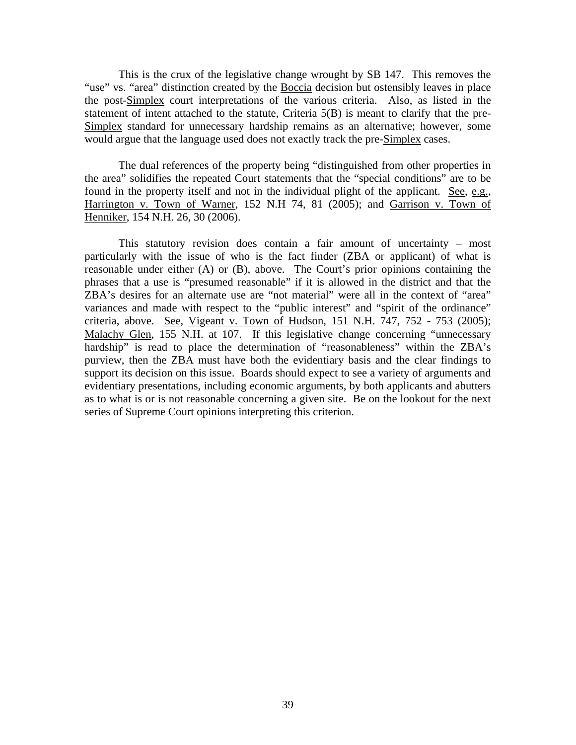This is the crux of the legislative change wrought by SB 147. This removes the "use" vs. "area" distinction created by the Boccia decision but ostensibly leaves in place the post-Simplex court interpretations of the various criteria. Also, as listed in the statement of intent attached to the statute, Criteria 5(B) is meant to clarify that the pre-Simplex standard for unnecessary hardship remains as an alternative; however, some would argue that the language used does not exactly track the pre-Simplex cases.

The dual references of the property being "distinguished from other properties in the area" solidifies the repeated Court statements that the "special conditions" are to be found in the property itself and not in the individual plight of the applicant. See, e.g., Harrington v. Town of Warner, 152 N.H 74, 81 (2005); and Garrison v. Town of Henniker, 154 N.H. 26, 30 (2006).

This statutory revision does contain a fair amount of uncertainty – most particularly with the issue of who is the fact finder (ZBA or applicant) of what is reasonable under either (A) or (B), above. The Court's prior opinions containing the phrases that a use is "presumed reasonable" if it is allowed in the district and that the ZBA's desires for an alternate use are "not material" were all in the context of "area" variances and made with respect to the "public interest" and "spirit of the ordinance" criteria, above. See, Vigeant v. Town of Hudson, 151 N.H. 747, 752 - 753 (2005); Malachy Glen, 155 N.H. at 107. If this legislative change concerning "unnecessary hardship" is read to place the determination of "reasonableness" within the ZBA's purview, then the ZBA must have both the evidentiary basis and the clear findings to support its decision on this issue. Boards should expect to see a variety of arguments and evidentiary presentations, including economic arguments, by both applicants and abutters as to what is or is not reasonable concerning a given site. Be on the lookout for the next series of Supreme Court opinions interpreting this criterion.